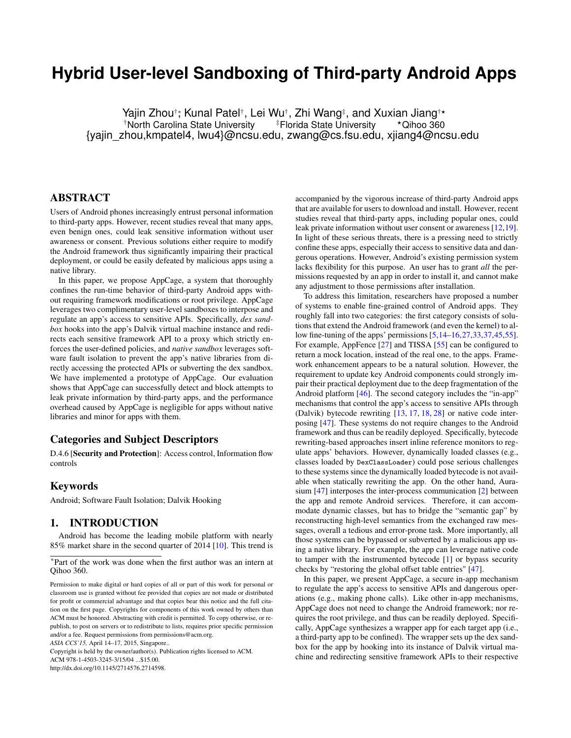# Hybrid User-level Sandboxing of Third-party Android Apps

Yajin Zhou[†,*], Kunal Patel[†], Lei Wu[†], Zhi Wang[‡], and Xuxian Jiang[†⋆]
[†]North Carolina State University [‡]Florida State University [⋆]Qihoo 360
{yajin_zhou,kmpatel4, lwu4}@ncsu.edu, zwang@cs.fsu.edu, xjiang4@ncsu.edu

## ABSTRACT

Users of Android phones increasingly entrust personal information to third-party apps. However, recent studies reveal that many apps, even benign ones, could leak sensitive information without user awareness or consent. Previous solutions either require to modify the Android framework thus significantly impairing their practical deployment, or could be easily defeated by malicious apps using a native library.

In this paper, we propose AppCage, a system that thoroughly confines the run-time behavior of third-party Android apps without requiring framework modifications or root privilege. AppCage leverages two complimentary user-level sandboxes to interpose and regulate an app's access to sensitive APIs. Specifically, *dex sandbox* hooks into the app's Dalvik virtual machine instance and redirects each sensitive framework API to a proxy which strictly enforces the user-defined policies, and *native sandbox* leverages software fault isolation to prevent the app's native libraries from directly accessing the protected APIs or subverting the dex sandbox. We have implemented a prototype of AppCage. Our evaluation shows that AppCage can successfully detect and block attempts to leak private information by third-party apps, and the performance overhead caused by AppCage is negligible for apps without native libraries and minor for apps with them.

## Categories and Subject Descriptors

D.4.6 [**Security and Protection**]: Access control, Information flow controls

## Keywords

Android; Software Fault Isolation; Dalvik Hooking

## 1. INTRODUCTION

Android has become the leading mobile platform with nearly 85% market share in the second quarter of 2014 [10]. This trend is accompanied by the vigorous increase of third-party Android apps that are available for users to download and install. However, recent studies reveal that third-party apps, including popular ones, could leak private information without user consent or awareness [12,19]. In light of these serious threats, there is a pressing need to strictly confine these apps, especially their access to sensitive data and dangerous operations. However, Android's existing permission system lacks flexibility for this purpose. An user has to grant *all* the permissions requested by an app in order to install it, and cannot make any adjustment to those permissions after installation.

To address this limitation, researchers have proposed a number of systems to enable fine-grained control of Android apps. They roughly fall into two categories: the first category consists of solutions that extend the Android framework (and even the kernel) to allow fine-tuning of the apps' permissions [5,14–16,27,33,37,45,55]. For example, AppFence [27] and TISSA [55] can be configured to return a mock location, instead of the real one, to the apps. Framework enhancement appears to be a natural solution. However, the requirement to update key Android components could strongly impair their practical deployment due to the deep fragmentation of the Android platform [46]. The second category includes the "in-app" mechanisms that control the app's access to sensitive APIs through (Dalvik) bytecode rewriting [13, 17, 18, 28] or native code interposing [47]. These systems do not require changes to the Android framework and thus can be readily deployed. Specifically, bytecode rewriting-based approaches insert inline reference monitors to regulate apps' behaviors. However, dynamically loaded classes (e.g., classes loaded by `DexClassLoader`) could pose serious challenges to these systems since the dynamically loaded bytecode is not available when statically rewriting the app. On the other hand, Aurasium [47] interposes the inter-process communication [2] between the app and remote Android services. Therefore, it can accommodate dynamic classes, but has to bridge the "semantic gap" by reconstructing high-level semantics from the exchanged raw messages, overall a tedious and error-prone task. More importantly, all those systems can be bypassed or subverted by a malicious app using a native library. For example, the app can leverage native code to tamper with the instrumented bytecode [1] or bypass security checks by "restoring the global offset table entries" [47].

In this paper, we present AppCage, a secure in-app mechanism to regulate the app's access to sensitive APIs and dangerous operations (e.g., making phone calls). Like other in-app mechanisms, AppCage does not need to change the Android framework; nor requires the root privilege, and thus can be readily deployed. Specifically, AppCage synthesizes a wrapper app for each target app (i.e., a third-party app to be confined). The wrapper sets up the dex sandbox for the app by hooking into its instance of Dalvik virtual machine and redirecting sensitive framework APIs to their respective

*Part of the work was done when the first author was an intern at Qihoo 360.

Permission to make digital or hard copies of all or part of this work for personal or classroom use is granted without fee provided that copies are not made or distributed for profit or commercial advantage and that copies bear this notice and the full citation on the first page. Copyrights for components of this work owned by others than ACM must be honored. Abstracting with credit is permitted. To copy otherwise, or republish, to post on servers or to redistribute to lists, requires prior specific permission and/or a fee. Request permissions from permissions@acm.org.
*ASIA CCS'15,* April 14–17, 2015, Singapore..
Copyright is held by the owner/author(s). Publication rights licensed to ACM.
ACM 978-1-4503-3245-3/15/04 ...$15.00.
http://dx.doi.org/10.1145/2714576.2714598.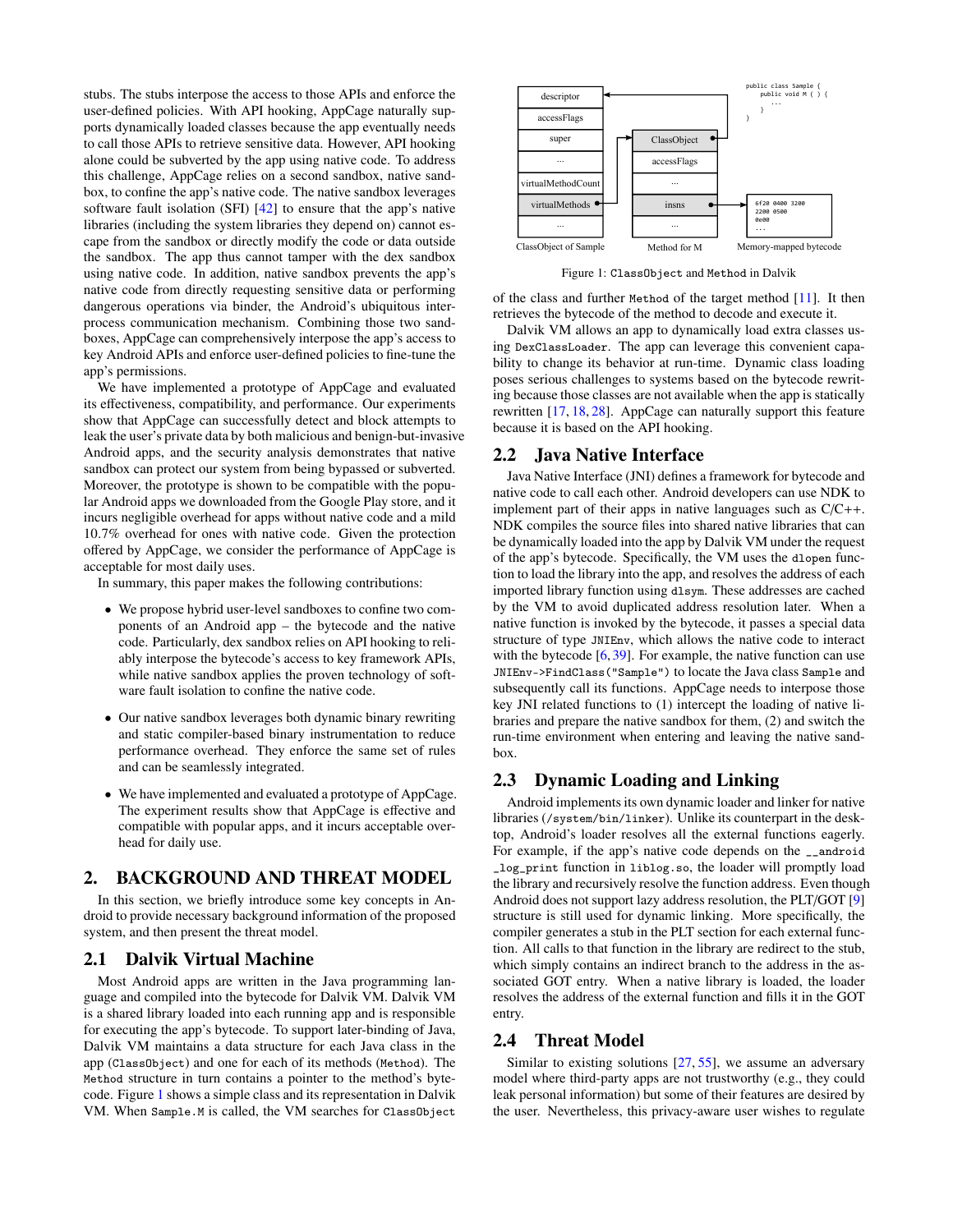stubs. The stubs interpose the access to those APIs and enforce the user-defined policies. With API hooking, AppCage naturally supports dynamically loaded classes because the app eventually needs to call those APIs to retrieve sensitive data. However, API hooking alone could be subverted by the app using native code. To address this challenge, AppCage relies on a second sandbox, native sandbox, to confine the app's native code. The native sandbox leverages software fault isolation (SFI) [42] to ensure that the app's native libraries (including the system libraries they depend on) cannot escape from the sandbox or directly modify the code or data outside the sandbox. The app thus cannot tamper with the dex sandbox using native code. In addition, native sandbox prevents the app's native code from directly requesting sensitive data or performing dangerous operations via binder, the Android's ubiquitous inter-process communication mechanism. Combining those two sandboxes, AppCage can comprehensively interpose the app's access to key Android APIs and enforce user-defined policies to fine-tune the app's permissions.

We have implemented a prototype of AppCage and evaluated its effectiveness, compatibility, and performance. Our experiments show that AppCage can successfully detect and block attempts to leak the user's private data by both malicious and benign-but-invasive Android apps, and the security analysis demonstrates that native sandbox can protect our system from being bypassed or subverted. Moreover, the prototype is shown to be compatible with the popular Android apps we downloaded from the Google Play store, and it incurs negligible overhead for apps without native code and a mild 10.7% overhead for ones with native code. Given the protection offered by AppCage, we consider the performance of AppCage is acceptable for most daily uses.

In summary, this paper makes the following contributions:

- We propose hybrid user-level sandboxes to confine two components of an Android app – the bytecode and the native code. Particularly, dex sandbox relies on API hooking to reliably interpose the bytecode's access to key framework APIs, while native sandbox applies the proven technology of software fault isolation to confine the native code.
- Our native sandbox leverages both dynamic binary rewriting and static compiler-based binary instrumentation to reduce performance overhead. They enforce the same set of rules and can be seamlessly integrated.
- We have implemented and evaluated a prototype of AppCage. The experiment results show that AppCage is effective and compatible with popular apps, and it incurs acceptable overhead for daily use.

## 2. BACKGROUND AND THREAT MODEL

In this section, we briefly introduce some key concepts in Android to provide necessary background information of the proposed system, and then present the threat model.

### 2.1 Dalvik Virtual Machine

Most Android apps are written in the Java programming language and compiled into the bytecode for Dalvik VM. Dalvik VM is a shared library loaded into each running app and is responsible for executing the app's bytecode. To support later-binding of Java, Dalvik VM maintains a data structure for each Java class in the app (`ClassObject`) and one for each of its methods (`Method`). The `Method` structure in turn contains a pointer to the method's bytecode. Figure 1 shows a simple class and its representation in Dalvik VM. When `Sample.M` is called, the VM searches for `ClassObject` of the class and further `Method` of the target method [11]. It then retrieves the bytecode of the method to decode and execute it.

Figure 1: `ClassObject` and `Method` in Dalvik

Dalvik VM allows an app to dynamically load extra classes using `DexClassLoader`. The app can leverage this convenient capability to change its behavior at run-time. Dynamic class loading poses serious challenges to systems based on the bytecode rewriting because those classes are not available when the app is statically rewritten [17, 18, 28]. AppCage can naturally support this feature because it is based on the API hooking.

### 2.2 Java Native Interface

Java Native Interface (JNI) defines a framework for bytecode and native code to call each other. Android developers can use NDK to implement part of their apps in native languages such as C/C++. NDK compiles the source files into shared native libraries that can be dynamically loaded into the app by Dalvik VM under the request of the app's bytecode. Specifically, the VM uses the `dlopen` function to load the library into the app, and resolves the address of each imported library function using `dlsym`. These addresses are cached by the VM to avoid duplicated address resolution later. When a native function is invoked by the bytecode, it passes a special data structure of type `JNIEnv`, which allows the native code to interact with the bytecode [6, 39]. For example, the native function can use `JNIEnv->FindClass("Sample")` to locate the Java class `Sample` and subsequently call its functions. AppCage needs to interpose those key JNI related functions to (1) intercept the loading of native libraries and prepare the native sandbox for them, (2) and switch the run-time environment when entering and leaving the native sandbox.

### 2.3 Dynamic Loading and Linking

Android implements its own dynamic loader and linker for native libraries (`/system/bin/linker`). Unlike its counterpart in the desktop, Android's loader resolves all the external functions eagerly. For example, if the app's native code depends on the `__android_log_print` function in `liblog.so`, the loader will promptly load the library and recursively resolve the function address. Even though Android does not support lazy address resolution, the PLT/GOT [9] structure is still used for dynamic linking. More specifically, the compiler generates a stub in the PLT section for each external function. All calls to that function in the library are redirect to the stub, which simply contains an indirect branch to the address in the associated GOT entry. When a native library is loaded, the loader resolves the address of the external function and fills it in the GOT entry.

### 2.4 Threat Model

Similar to existing solutions [27, 55], we assume an adversary model where third-party apps are not trustworthy (e.g., they could leak personal information) but some of their features are desired by the user. Nevertheless, this privacy-aware user wishes to regulate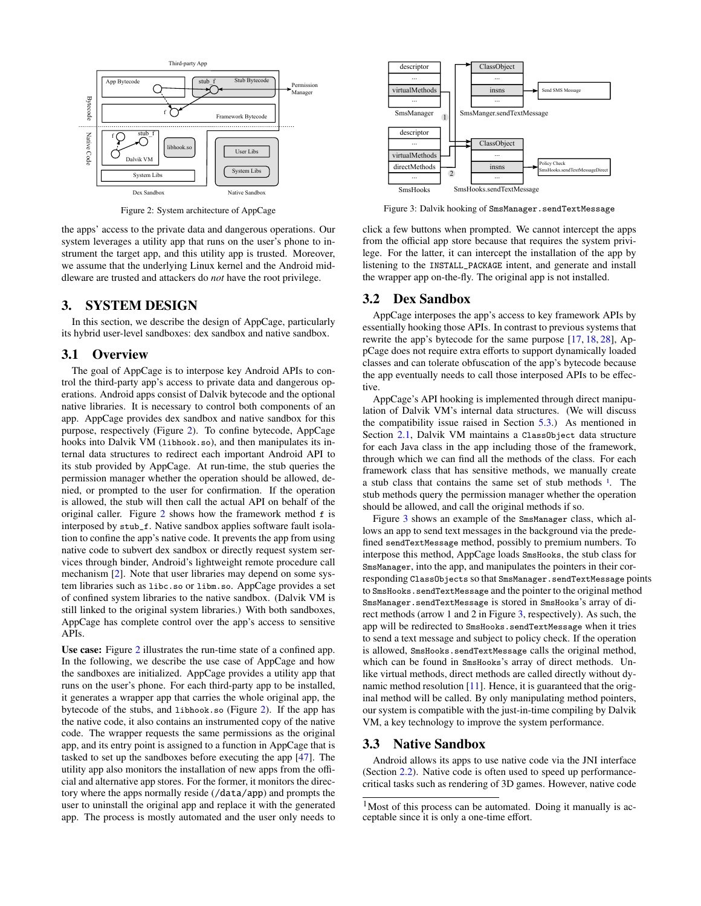Figure 2: System architecture of AppCage

Figure 3: Dalvik hooking of `SmsManager.sendTextMessage`

the apps' access to the private data and dangerous operations. Our system leverages a utility app that runs on the user's phone to instrument the target app, and this utility app is trusted. Moreover, we assume that the underlying Linux kernel and the Android middleware are trusted and attackers do *not* have the root privilege.

## 3. SYSTEM DESIGN

In this section, we describe the design of AppCage, particularly its hybrid user-level sandboxes: dex sandbox and native sandbox.

### 3.1 Overview

The goal of AppCage is to interpose key Android APIs to control the third-party app's access to private data and dangerous operations. Android apps consist of Dalvik bytecode and the optional native libraries. It is necessary to control both components of an app. AppCage provides dex sandbox and native sandbox for this purpose, respectively (Figure 2). To confine bytecode, AppCage hooks into Dalvik VM (`libhook.so`), and then manipulates its internal data structures to redirect each important Android API to its stub provided by AppCage. At run-time, the stub queries the permission manager whether the operation should be allowed, denied, or prompted to the user for confirmation. If the operation is allowed, the stub will then call the actual API on behalf of the original caller. Figure 2 shows how the framework method `f` is interposed by `stub_f`. Native sandbox applies software fault isolation to confine the app's native code. It prevents the app from using native code to subvert dex sandbox or directly request system services through binder, Android's lightweight remote procedure call mechanism [2]. Note that user libraries may depend on some system libraries such as `libc.so` or `libm.so`. AppCage provides a set of confined system libraries to the native sandbox. (Dalvik VM is still linked to the original system libraries.) With both sandboxes, AppCage has complete control over the app's access to sensitive APIs.

**Use case:** Figure 2 illustrates the run-time state of a confined app. In the following, we describe the use case of AppCage and how the sandboxes are initialized. AppCage provides a utility app that runs on the user's phone. For each third-party app to be installed, it generates a wrapper app that carries the whole original app, the bytecode of the stubs, and `libhook.so` (Figure 2). If the app has the native code, it also contains an instrumented copy of the native code. The wrapper requests the same permissions as the original app, and its entry point is assigned to a function in AppCage that is tasked to set up the sandboxes before executing the app [47]. The utility app also monitors the installation of new apps from the official and alternative app stores. For the former, it monitors the directory where the apps normally reside (`/data/app`) and prompts the user to uninstall the original app and replace it with the generated app. The process is mostly automated and the user only needs to click a few buttons when prompted. We cannot intercept the apps from the official app store because that requires the system privilege. For the latter, it can intercept the installation of the app by listening to the `INSTALL_PACKAGE` intent, and generate and install the wrapper app on-the-fly. The original app is not installed.

### 3.2 Dex Sandbox

AppCage interposes the app's access to key framework APIs by essentially hooking those APIs. In contrast to previous systems that rewrite the app's bytecode for the same purpose [17, 18, 28], AppCage does not require extra efforts to support dynamically loaded classes and can tolerate obfuscation of the app's bytecode because the app eventually needs to call those interposed APIs to be effective.

AppCage's API hooking is implemented through direct manipulation of Dalvik VM's internal data structures. (We will discuss the compatibility issue raised in Section 5.3.) As mentioned in Section 2.1, Dalvik VM maintains a `ClassObject` data structure for each Java class in the app including those of the framework, through which we can find all the methods of the class. For each framework class that has sensitive methods, we manually create a stub class that contains the same set of stub methods [1]. The stub methods query the permission manager whether the operation should be allowed, and call the original methods if so.

Figure 3 shows an example of the `SmsManager` class, which allows an app to send text messages in the background via the predefined `sendTextMessage` method, possibly to premium numbers. To interpose this method, AppCage loads `SmsHooks`, the stub class for `SmsManager`, into the app, and manipulates the pointers in their corresponding `ClassObjects` so that `SmsManager.sendTextMessage` points to `SmsHooks.sendTextMessage` and the pointer to the original method `SmsManager.sendTextMessage` is stored in `SmsHooks`'s array of direct methods (arrow 1 and 2 in Figure 3, respectively). As such, the app will be redirected to `SmsHooks.sendTextMessage` when it tries to send a text message and subject to policy check. If the operation is allowed, `SmsHooks.sendTextMessage` calls the original method, which can be found in `SmsHooks`'s array of direct methods. Unlike virtual methods, direct methods are called directly without dynamic method resolution [11]. Hence, it is guaranteed that the original method will be called. By only manipulating method pointers, our system is compatible with the just-in-time compiling by Dalvik VM, a key technology to improve the system performance.

### 3.3 Native Sandbox

Android allows its apps to use native code via the JNI interface (Section 2.2). Native code is often used to speed up performance-critical tasks such as rendering of 3D games. However, native code

[1] Most of this process can be automated. Doing it manually is acceptable since it is only a one-time effort.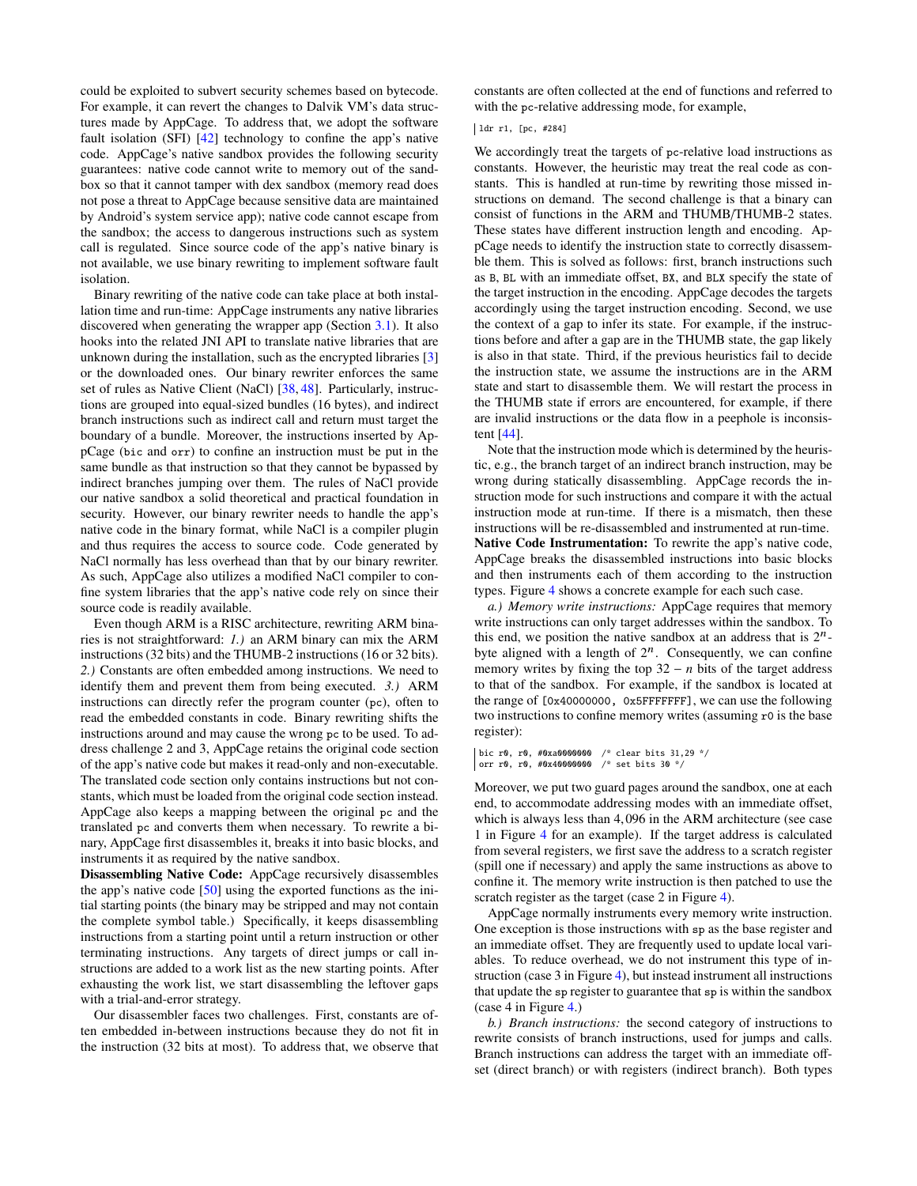could be exploited to subvert security schemes based on bytecode. For example, it can revert the changes to Dalvik VM's data structures made by AppCage. To address that, we adopt the software fault isolation (SFI) [42] technology to confine the app's native code. AppCage's native sandbox provides the following security guarantees: native code cannot write to memory out of the sandbox so that it cannot tamper with dex sandbox (memory read does not pose a threat to AppCage because sensitive data are maintained by Android's system service app); native code cannot escape from the sandbox; the access to dangerous instructions such as system call is regulated. Since source code of the app's native binary is not available, we use binary rewriting to implement software fault isolation.

Binary rewriting of the native code can take place at both installation time and run-time: AppCage instruments any native libraries discovered when generating the wrapper app (Section 3.1). It also hooks into the related JNI API to translate native libraries that are unknown during the installation, such as the encrypted libraries [3] or the downloaded ones. Our binary rewriter enforces the same set of rules as Native Client (NaCl) [38, 48]. Particularly, instructions are grouped into equal-sized bundles (16 bytes), and indirect branch instructions such as indirect call and return must target the boundary of a bundle. Moreover, the instructions inserted by AppCage (`bic` and `orr`) to confine an instruction must be put in the same bundle as that instruction so that they cannot be bypassed by indirect branches jumping over them. The rules of NaCl provide our native sandbox a solid theoretical and practical foundation in security. However, our binary rewriter needs to handle the app's native code in the binary format, while NaCl is a compiler plugin and thus requires the access to source code. Code generated by NaCl normally has less overhead than that by our binary rewriter. As such, AppCage also utilizes a modified NaCl compiler to confine system libraries that the app's native code rely on since their source code is readily available.

Even though ARM is a RISC architecture, rewriting ARM binaries is not straightforward: *1.)* an ARM binary can mix the ARM instructions (32 bits) and the THUMB-2 instructions (16 or 32 bits). *2.)* Constants are often embedded among instructions. We need to identify them and prevent them from being executed. *3.)* ARM instructions can directly refer the program counter (`pc`), often to read the embedded constants in code. Binary rewriting shifts the instructions around and may cause the wrong `pc` to be used. To address challenge 2 and 3, AppCage retains the original code section of the app's native code but makes it read-only and non-executable. The translated code section only contains instructions but not constants, which must be loaded from the original code section instead. AppCage also keeps a mapping between the original `pc` and the translated `pc` and converts them when necessary. To rewrite a binary, AppCage first disassembles it, breaks it into basic blocks, and instruments it as required by the native sandbox.

**Disassembling Native Code:** AppCage recursively disassembles the app's native code [50] using the exported functions as the initial starting points (the binary may be stripped and may not contain the complete symbol table.) Specifically, it keeps disassembling instructions from a starting point until a return instruction or other terminating instructions. Any targets of direct jumps or call instructions are added to a work list as the new starting points. After exhausting the work list, we start disassembling the leftover gaps with a trial-and-error strategy.

Our disassembler faces two challenges. First, constants are often embedded in-between instructions because they do not fit in the instruction (32 bits at most). To address that, we observe that constants are often collected at the end of functions and referred to with the `pc`-relative addressing mode, for example,

```
ldr r1, [pc, #284]
```

We accordingly treat the targets of `pc`-relative load instructions as constants. However, the heuristic may treat the real code as constants. This is handled at run-time by rewriting those missed instructions on demand. The second challenge is that a binary can consist of functions in the ARM and THUMB/THUMB-2 states. These states have different instruction length and encoding. AppCage needs to identify the instruction state to correctly disassemble them. This is solved as follows: first, branch instructions such as `B`, `BL` with an immediate offset, `BX`, and `BLX` specify the state of the target instruction in the encoding. AppCage decodes the targets accordingly using the target instruction encoding. Second, we use the context of a gap to infer its state. For example, if the instructions before and after a gap are in the THUMB state, the gap likely is also in that state. Third, if the previous heuristics fail to decide the instruction state, we assume the instructions are in the ARM state and start to disassemble them. We will restart the process in the THUMB state if errors are encountered, for example, if there are invalid instructions or the data flow in a peephole is inconsistent [44].

Note that the instruction mode which is determined by the heuristic, e.g., the branch target of an indirect branch instruction, may be wrong during statically disassembling. AppCage records the instruction mode for such instructions and compare it with the actual instruction mode at run-time. If there is a mismatch, then these instructions will be re-disassembled and instrumented at run-time.

**Native Code Instrumentation:** To rewrite the app's native code, AppCage breaks the disassembled instructions into basic blocks and then instruments each of them according to the instruction types. Figure 4 shows a concrete example for each such case.

*a.) Memory write instructions:* AppCage requires that memory write instructions can only target addresses within the sandbox. To this end, we position the native sandbox at an address that is $2^n$-byte aligned with a length of $2^n$. Consequently, we can confine memory writes by fixing the top $32 - n$ bits of the target address to that of the sandbox. For example, if the sandbox is located at the range of `[0x40000000, 0x5FFFFFFF]`, we can use the following two instructions to confine memory writes (assuming `r0` is the base register):

```
bic r0, r0, #0xa0000000  /* clear bits 31,29 */
orr r0, r0, #0x40000000  /* set bits 30 */
```

Moreover, we put two guard pages around the sandbox, one at each end, to accommodate addressing modes with an immediate offset, which is always less than 4,096 in the ARM architecture (see case 1 in Figure 4 for an example). If the target address is calculated from several registers, we first save the address to a scratch register (spill one if necessary) and apply the same instructions as above to confine it. The memory write instruction is then patched to use the scratch register as the target (case 2 in Figure 4).

AppCage normally instruments every memory write instruction. One exception is those instructions with `sp` as the base register and an immediate offset. They are frequently used to update local variables. To reduce overhead, we do not instrument this type of instruction (case 3 in Figure 4), but instead instrument all instructions that update the `sp` register to guarantee that `sp` is within the sandbox (case 4 in Figure 4.)

*b.) Branch instructions:* the second category of instructions to rewrite consists of branch instructions, used for jumps and calls. Branch instructions can address the target with an immediate offset (direct branch) or with registers (indirect branch). Both types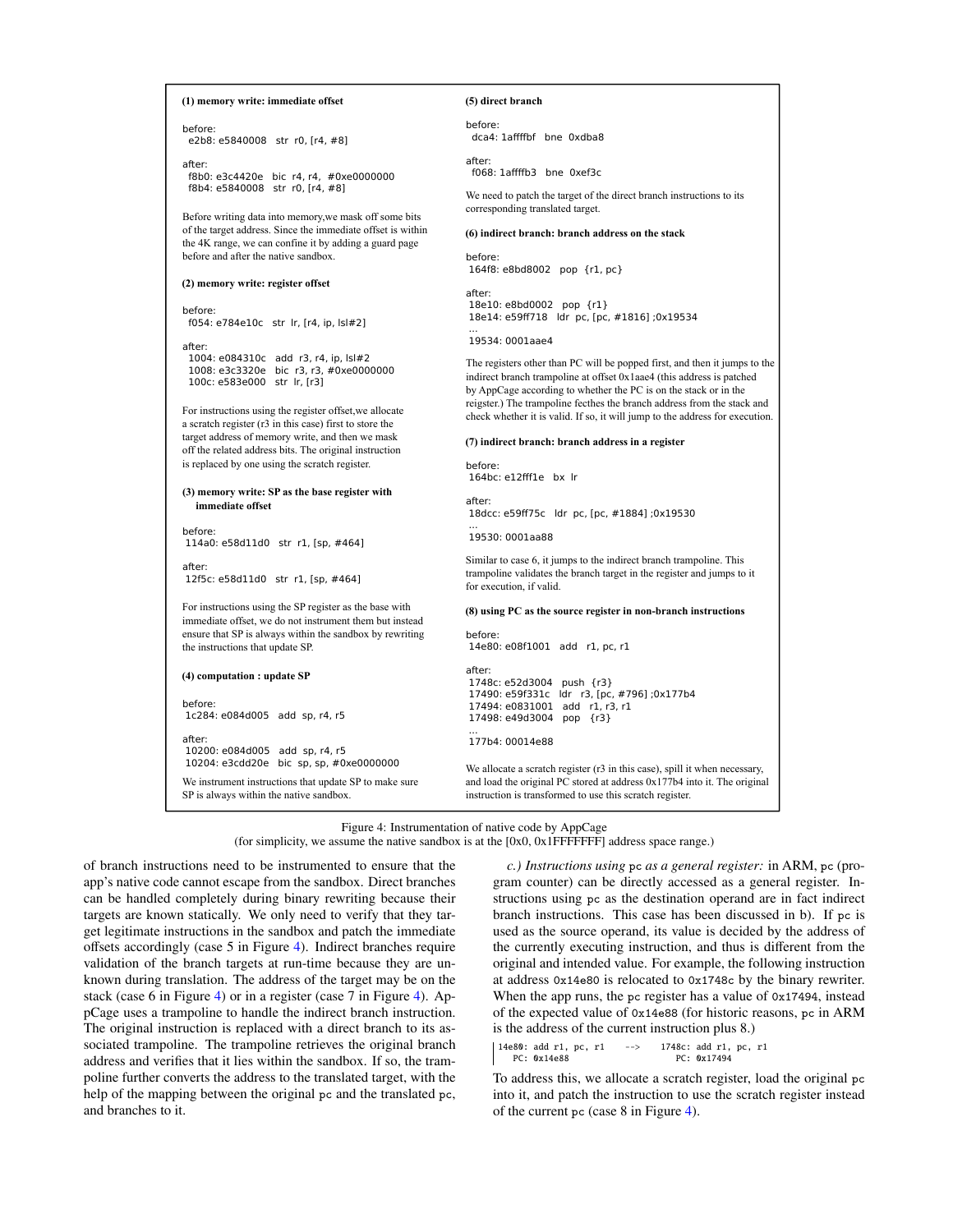**(1) memory write: immediate offset**

before:

```
e2b8: e5840008   str  r0, [r4, #8]
```

after:

```
f8b0: e3c4420e   bic  r4, r4,  #0xe0000000
f8b4: e5840008   str  r0, [r4, #8]
```

Before writing data into memory,we mask off some bits of the target address. Since the immediate offset is within the 4K range, we can confine it by adding a guard page before and after the native sandbox.

**(2) memory write: register offset**

before:

```
f054: e784e10c   str  lr, [r4, ip, lsl#2]
```

after:

```
1004: e084310c   add  r3, r4, ip, lsl#2
1008: e3c3320e   bic  r3, r3, #0xe0000000
100c: e583e000   str  lr, [r3]
```

For instructions using the register offset,we allocate a scratch register (r3 in this case) first to store the target address of memory write, and then we mask off the related address bits. The original instruction is replaced by one using the scratch register.

**(3) memory write: SP as the base register with immediate offset**

before:

```
114a0: e58d11d0   str  r1, [sp, #464]
```

after:

```
12f5c: e58d11d0   str  r1, [sp, #464]
```

For instructions using the SP register as the base with immediate offset, we do not instrument them but instead ensure that SP is always within the sandbox by rewriting the instructions that update SP.

**(4) computation : update SP**

before:

```
1c284: e084d005   add  sp, r4, r5
```

after:

```
10200: e084d005   add  sp, r4, r5
10204: e3cdd20e   bic  sp, sp, #0xe0000000
```

We instrument instructions that update SP to make sure SP is always within the native sandbox.

**(5) direct branch**

before:

```
dca4: 1affffbf   bne  0xdba8
```

after:

```
f068: 1affffb3   bne  0xef3c
```

We need to patch the target of the direct branch instructions to its corresponding translated target.

**(6) indirect branch: branch address on the stack**

before:

```
164f8: e8bd8002   pop  {r1, pc}
```

after:

```
18e10: e8bd0002   pop  {r1}
18e14: e59ff718   ldr  pc, [pc, #1816] ;0x19534
...
19534: 0001aae4
```

The registers other than PC will be popped first, and then it jumps to the indirect branch trampoline at offset 0x1aae4 (this address is patched by AppCage according to whether the PC is on the stack or in the reigster.) The trampoline fecthes the branch address from the stack and check whether it is valid. If so, it will jump to the address for execution.

**(7) indirect branch: branch address in a register**

before:

```
164bc: e12fff1e   bx  lr
```

after:

```
18dcc: e59ff75c   ldr  pc, [pc, #1884] ;0x19530
...
19530: 0001aa88
```

Similar to case 6, it jumps to the indirect branch trampoline. This trampoline validates the branch target in the register and jumps to it for execution, if valid.

**(8) using PC as the source register in non-branch instructions**

before:

```
14e80: e08f1001   add  r1, pc, r1
```

after:

```
1748c: e52d3004   push  {r3}
17490: e59f331c   ldr  r3, [pc, #796] ;0x177b4
17494: e0831001   add  r1, r3, r1
17498: e49d3004   pop  {r3}
...
177b4: 00014e88
```

We allocate a scratch register (r3 in this case), spill it when necessary, and load the original PC stored at address 0x177b4 into it. The original instruction is transformed to use this scratch register.

Figure 4: Instrumentation of native code by AppCage
(for simplicity, we assume the native sandbox is at the [0x0, 0x1FFFFFFF] address space range.)

of branch instructions need to be instrumented to ensure that the app's native code cannot escape from the sandbox. Direct branches can be handled completely during binary rewriting because their targets are known statically. We only need to verify that they target legitimate instructions in the sandbox and patch the immediate offsets accordingly (case 5 in Figure 4). Indirect branches require validation of the branch targets at run-time because they are unknown during translation. The address of the target may be on the stack (case 6 in Figure 4) or in a register (case 7 in Figure 4). AppCage uses a trampoline to handle the indirect branch instruction. The original instruction is replaced with a direct branch to its associated trampoline. The trampoline retrieves the original branch address and verifies that it lies within the sandbox. If so, the trampoline further converts the address to the translated target, with the help of the mapping between the original `pc` and the translated `pc`, and branches to it.

*c.) Instructions using* `pc` *as a general register:* in ARM, `pc` (program counter) can be directly accessed as a general register. Instructions using `pc` as the destination operand are in fact indirect branch instructions. This case has been discussed in b). If `pc` is used as the source operand, its value is decided by the address of the currently executing instruction, and thus is different from the original and intended value. For example, the following instruction at address `0x14e80` is relocated to `0x1748c` by the binary rewriter. When the app runs, the `pc` register has a value of `0x17494`, instead of the expected value of `0x14e88` (for historic reasons, `pc` in ARM is the address of the current instruction plus 8.)

```
14e80: add r1, pc, r1    -->    1748c: add r1, pc, r1
   PC: 0x14e88                     PC: 0x17494
```

To address this, we allocate a scratch register, load the original `pc` into it, and patch the instruction to use the scratch register instead of the current `pc` (case 8 in Figure 4).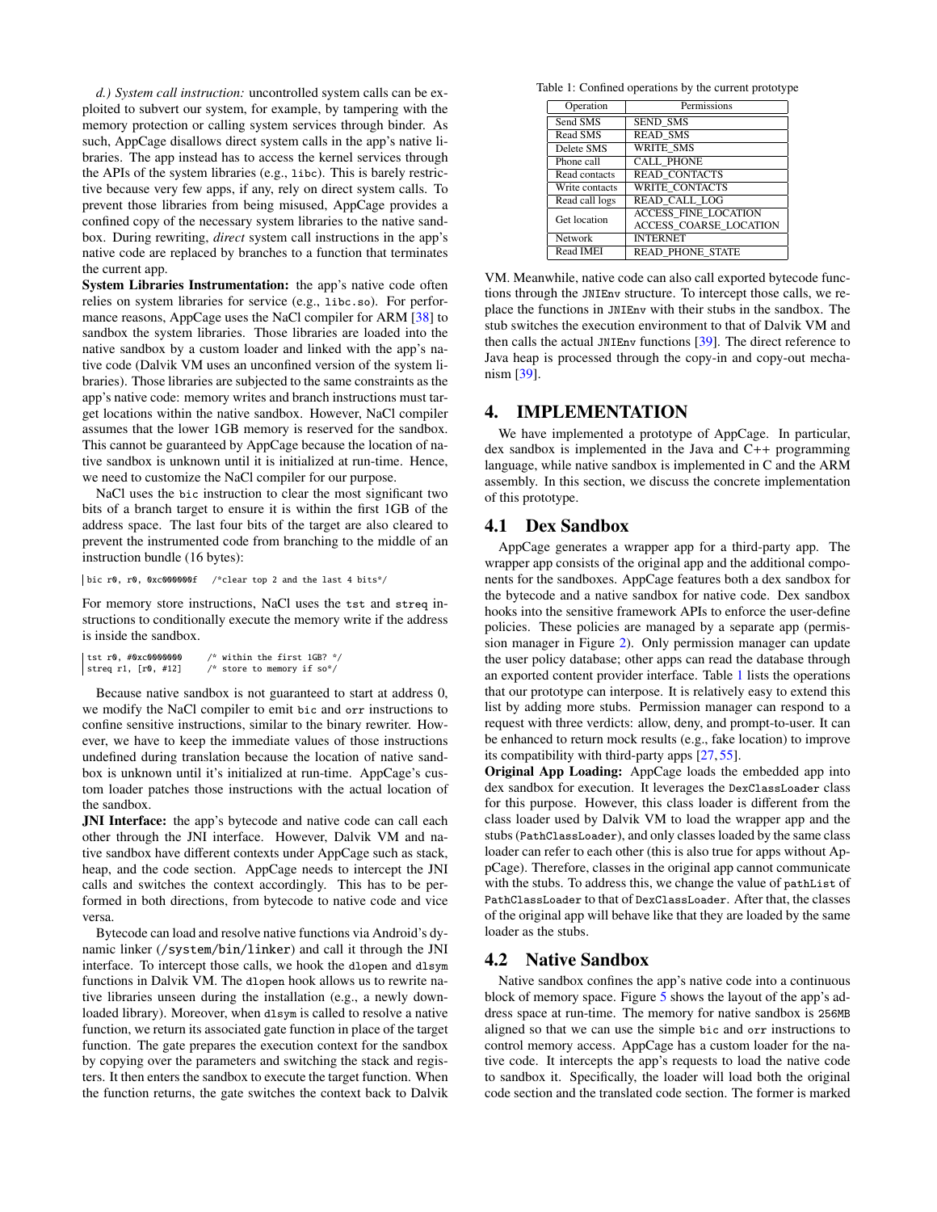*d.) System call instruction:* uncontrolled system calls can be exploited to subvert our system, for example, by tampering with the memory protection or calling system services through binder. As such, AppCage disallows direct system calls in the app's native libraries. The app instead has to access the kernel services through the APIs of the system libraries (e.g., `libc`). This is barely restrictive because very few apps, if any, rely on direct system calls. To prevent those libraries from being misused, AppCage provides a confined copy of the necessary system libraries to the native sandbox. During rewriting, *direct* system call instructions in the app's native code are replaced by branches to a function that terminates the current app.

**System Libraries Instrumentation:** the app's native code often relies on system libraries for service (e.g., `libc.so`). For performance reasons, AppCage uses the NaCl compiler for ARM [38] to sandbox the system libraries. Those libraries are loaded into the native sandbox by a custom loader and linked with the app's native code (Dalvik VM uses an unconfined version of the system libraries). Those libraries are subjected to the same constraints as the app's native code: memory writes and branch instructions must target locations within the native sandbox. However, NaCl compiler assumes that the lower 1GB memory is reserved for the sandbox. This cannot be guaranteed by AppCage because the location of native sandbox is unknown until it is initialized at run-time. Hence, we need to customize the NaCl compiler for our purpose.

NaCl uses the `bic` instruction to clear the most significant two bits of a branch target to ensure it is within the first 1GB of the address space. The last four bits of the target are also cleared to prevent the instrumented code from branching to the middle of an instruction bundle (16 bytes):

```
bic r0, r0, 0xc000000f   /*clear top 2 and the last 4 bits*/
```

For memory store instructions, NaCl uses the `tst` and `streq` instructions to conditionally execute the memory write if the address is inside the sandbox.

```
tst r0, #0xc0000000      /* within the first 1GB? */
streq r1, [r0, #12]      /* store to memory if so*/
```

Because native sandbox is not guaranteed to start at address 0, we modify the NaCl compiler to emit `bic` and `orr` instructions to confine sensitive instructions, similar to the binary rewriter. However, we have to keep the immediate values of those instructions undefined during translation because the location of native sandbox is unknown until it's initialized at run-time. AppCage's custom loader patches those instructions with the actual location of the sandbox.

**JNI Interface:** the app's bytecode and native code can call each other through the JNI interface. However, Dalvik VM and native sandbox have different contexts under AppCage such as stack, heap, and the code section. AppCage needs to intercept the JNI calls and switches the context accordingly. This has to be performed in both directions, from bytecode to native code and vice versa.

Bytecode can load and resolve native functions via Android's dynamic linker (`/system/bin/linker`) and call it through the JNI interface. To intercept those calls, we hook the `dlopen` and `dlsym` functions in Dalvik VM. The `dlopen` hook allows us to rewrite native libraries unseen during the installation (e.g., a newly downloaded library). Moreover, when `dlsym` is called to resolve a native function, we return its associated gate function in place of the target function. The gate prepares the execution context for the sandbox by copying over the parameters and switching the stack and registers. It then enters the sandbox to execute the target function. When the function returns, the gate switches the context back to Dalvik VM. Meanwhile, native code can also call exported bytecode functions through the `JNIEnv` structure. To intercept those calls, we replace the functions in `JNIEnv` with their stubs in the sandbox. The stub switches the execution environment to that of Dalvik VM and then calls the actual `JNIEnv` functions [39]. The direct reference to Java heap is processed through the copy-in and copy-out mechanism [39].

Table 1: Confined operations by the current prototype

| Operation | Permissions |
|---|---|
| Send SMS | SEND_SMS |
| Read SMS | READ_SMS |
| Delete SMS | WRITE_SMS |
| Phone call | CALL_PHONE |
| Read contacts | READ_CONTACTS |
| Write contacts | WRITE_CONTACTS |
| Read call logs | READ_CALL_LOG |
| Get location | ACCESS_FINE_LOCATION ACCESS_COARSE_LOCATION |
| Network | INTERNET |
| Read IMEI | READ_PHONE_STATE |

# 4. IMPLEMENTATION

We have implemented a prototype of AppCage. In particular, dex sandbox is implemented in the Java and C++ programming language, while native sandbox is implemented in C and the ARM assembly. In this section, we discuss the concrete implementation of this prototype.

## 4.1 Dex Sandbox

AppCage generates a wrapper app for a third-party app. The wrapper app consists of the original app and the additional components for the sandboxes. AppCage features both a dex sandbox for the bytecode and a native sandbox for native code. Dex sandbox hooks into the sensitive framework APIs to enforce the user-define policies. These policies are managed by a separate app (permission manager in Figure 2). Only permission manager can update the user policy database; other apps can read the database through an exported content provider interface. Table 1 lists the operations that our prototype can interpose. It is relatively easy to extend this list by adding more stubs. Permission manager can respond to a request with three verdicts: allow, deny, and prompt-to-user. It can be enhanced to return mock results (e.g., fake location) to improve its compatibility with third-party apps [27, 55].

**Original App Loading:** AppCage loads the embedded app into dex sandbox for execution. It leverages the `DexClassLoader` class for this purpose. However, this class loader is different from the class loader used by Dalvik VM to load the wrapper app and the stubs (`PathClassLoader`), and only classes loaded by the same class loader can refer to each other (this is also true for apps without AppCage). Therefore, classes in the original app cannot communicate with the stubs. To address this, we change the value of `pathList` of `PathClassLoader` to that of `DexClassLoader`. After that, the classes of the original app will behave like that they are loaded by the same loader as the stubs.

## 4.2 Native Sandbox

Native sandbox confines the app's native code into a continuous block of memory space. Figure 5 shows the layout of the app's address space at run-time. The memory for native sandbox is `256MB` aligned so that we can use the simple `bic` and `orr` instructions to control memory access. AppCage has a custom loader for the native code. It intercepts the app's requests to load the native code to sandbox it. Specifically, the loader will load both the original code section and the translated code section. The former is marked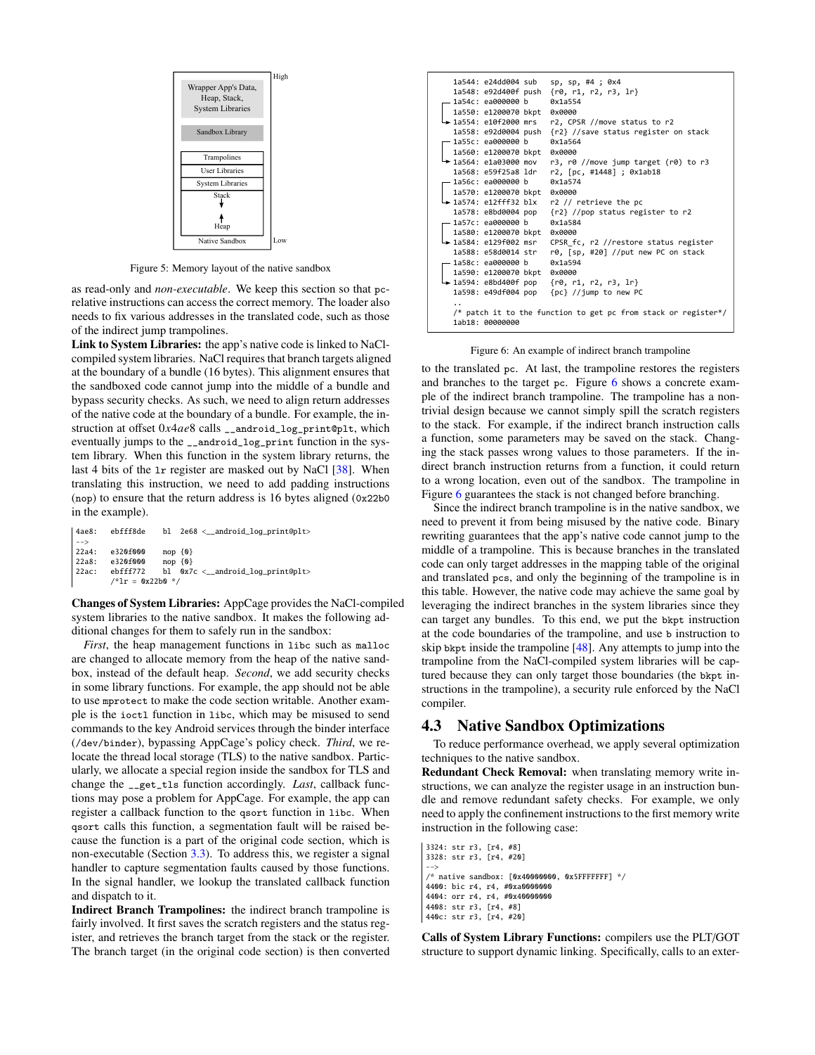High

| Wrapper App's Data, Heap, Stack, System Libraries |
|---|
| Sandbox Library |
| Trampolines |
| User Libraries |
| System Libraries |
| Stack ↓ ↑ Heap |
| Native Sandbox |

Low

Figure 5: Memory layout of the native sandbox

as read-only and *non-executable*. We keep this section so that pc-relative instructions can access the correct memory. The loader also needs to fix various addresses in the translated code, such as those of the indirect jump trampolines.

**Link to System Libraries:** the app's native code is linked to NaCl-compiled system libraries. NaCl requires that branch targets aligned at the boundary of a bundle (16 bytes). This alignment ensures that the sandboxed code cannot jump into the middle of a bundle and bypass security checks. As such, we need to align return addresses of the native code at the boundary of a bundle. For example, the instruction at offset $0x4ae8$ calls `__android_log_print@plt`, which eventually jumps to the `__android_log_print` function in the system library. When this function in the system library returns, the last 4 bits of the `lr` register are masked out by NaCl [38]. When translating this instruction, we need to add padding instructions (`nop`) to ensure that the return address is 16 bytes aligned (`0x22b0` in the example).

```
4ae8:   ebfff8de    bl  2e68 <__android_log_print@plt>
-->
22a4:   e320f000    nop {0}
22a8:   e320f000    nop {0}
22ac:   ebfff772    bl  0x7c <__android_log_print@plt>
        /*lr = 0x22b0 */
```

**Changes of System Libraries:** AppCage provides the NaCl-compiled system libraries to the native sandbox. It makes the following additional changes for them to safely run in the sandbox:

*First*, the heap management functions in `libc` such as `malloc` are changed to allocate memory from the heap of the native sandbox, instead of the default heap. *Second*, we add security checks in some library functions. For example, the app should not be able to use `mprotect` to make the code section writable. Another example is the `ioctl` function in `libc`, which may be misused to send commands to the key Android services through the binder interface (`/dev/binder`), bypassing AppCage's policy check. *Third*, we relocate the thread local storage (TLS) to the native sandbox. Particularly, we allocate a special region inside the sandbox for TLS and change the `__get_tls` function accordingly. *Last*, callback functions may pose a problem for AppCage. For example, the app can register a callback function to the `qsort` function in `libc`. When `qsort` calls this function, a segmentation fault will be raised because the function is a part of the original code section, which is non-executable (Section 3.3). To address this, we register a signal handler to capture segmentation faults caused by those functions. In the signal handler, we lookup the translated callback function and dispatch to it.

**Indirect Branch Trampolines:** the indirect branch trampoline is fairly involved. It first saves the scratch registers and the status register, and retrieves the branch target from the stack or the register. The branch target (in the original code section) is then converted

```
1a544: e24dd004 sub   sp, sp, #4 ; 0x4
1a548: e92d400f push  {r0, r1, r2, r3, lr}
1a54c: ea000000 b     0x1a554
1a550: e1200070 bkpt  0x0000
1a554: e10f2000 mrs   r2, CPSR //move status to r2
1a558: e92d0004 push  {r2} //save status register on stack
1a55c: ea000000 b     0x1a564
1a560: e1200070 bkpt  0x0000
1a564: e1a03000 mov   r3, r0 //move jump target (r0) to r3
1a568: e59f25a8 ldr   r2, [pc, #1448] ; 0x1ab18
1a56c: ea000000 b     0x1a574
1a570: e1200070 bkpt  0x0000
1a574: e12fff32 blx   r2 // retrieve the pc
1a578: e8bd0004 pop   {r2} //pop status register to r2
1a57c: ea000000 b     0x1a584
1a580: e1200070 bkpt  0x0000
1a584: e129f002 msr   CPSR_fc, r2 //restore status register
1a588: e58d0014 str   r0, [sp, #20] //put new PC on stack
1a58c: ea000000 b     0x1a594
1a590: e1200070 bkpt  0x0000
1a594: e8bd400f pop   {r0, r1, r2, r3, lr}
1a598: e49df004 pop   {pc} //jump to new PC
..
/* patch it to the function to get pc from stack or register*/
1ab18: 00000000
```

Figure 6: An example of indirect branch trampoline

to the translated `pc`. At last, the trampoline restores the registers and branches to the target `pc`. Figure 6 shows a concrete example of the indirect branch trampoline. The trampoline has a non-trivial design because we cannot simply spill the scratch registers to the stack. For example, if the indirect branch instruction calls a function, some parameters may be saved on the stack. Changing the stack passes wrong values to those parameters. If the indirect branch instruction returns from a function, it could return to a wrong location, even out of the sandbox. The trampoline in Figure 6 guarantees the stack is not changed before branching.

Since the indirect branch trampoline is in the native sandbox, we need to prevent it from being misused by the native code. Binary rewriting guarantees that the app's native code cannot jump to the middle of a trampoline. This is because branches in the translated code can only target addresses in the mapping table of the original and translated `pc`s, and only the beginning of the trampoline is in this table. However, the native code may achieve the same goal by leveraging the indirect branches in the system libraries since they can target any bundles. To this end, we put the `bkpt` instruction at the code boundaries of the trampoline, and use `b` instruction to skip `bkpt` inside the trampoline [48]. Any attempts to jump into the trampoline from the NaCl-compiled system libraries will be captured because they can only target those boundaries (the `bkpt` instructions in the trampoline), a security rule enforced by the NaCl compiler.

## 4.3 Native Sandbox Optimizations

To reduce performance overhead, we apply several optimization techniques to the native sandbox.

**Redundant Check Removal:** when translating memory write instructions, we can analyze the register usage in an instruction bundle and remove redundant safety checks. For example, we only need to apply the confinement instructions to the first memory write instruction in the following case:

```
3324: str r3, [r4, #8]
3328: str r3, [r4, #20]
-->
/* native sandbox: [0x40000000, 0x5FFFFFFF] */
4400: bic r4, r4, #0xa0000000
4404: orr r4, r4, #0x40000000
4408: str r3, [r4, #8]
440c: str r3, [r4, #20]
```

**Calls of System Library Functions:** compilers use the PLT/GOT structure to support dynamic linking. Specifically, calls to an exter-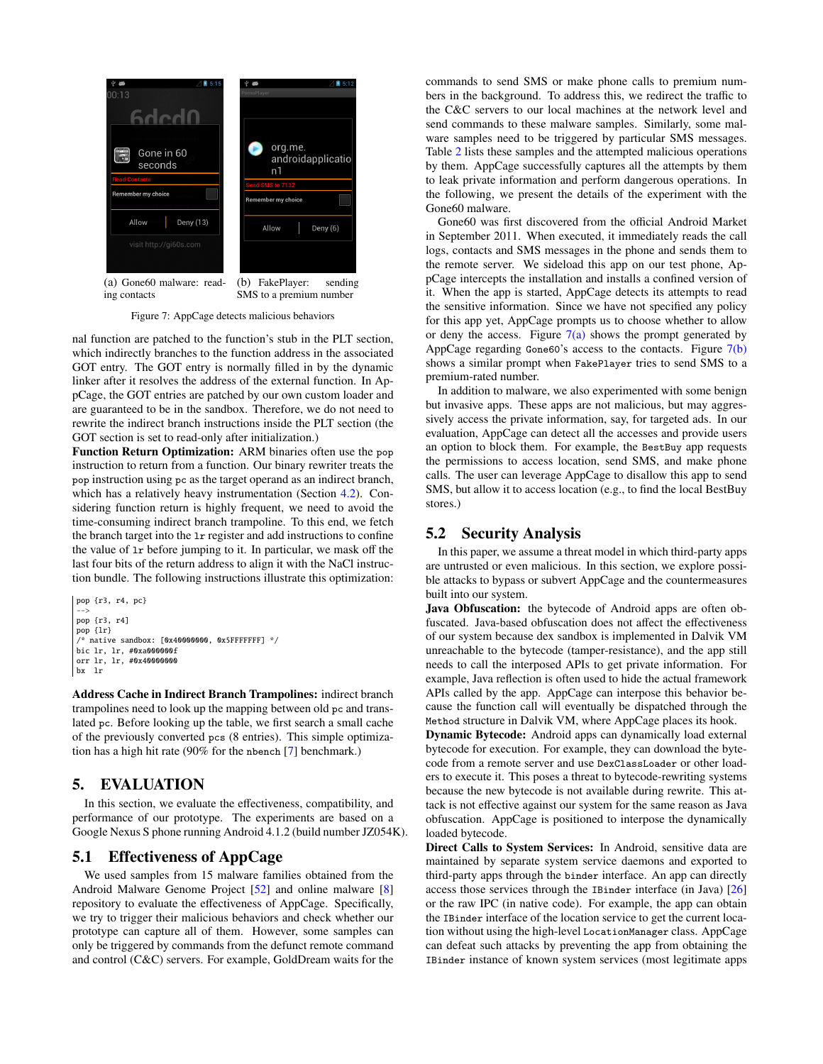(a) Gone60 malware: reading contacts

(b) FakePlayer: sending SMS to a premium number

Figure 7: AppCage detects malicious behaviors

nal function are patched to the function's stub in the PLT section, which indirectly branches to the function address in the associated GOT entry. The GOT entry is normally filled in by the dynamic linker after it resolves the address of the external function. In AppCage, the GOT entries are patched by our own custom loader and are guaranteed to be in the sandbox. Therefore, we do not need to rewrite the indirect branch instructions inside the PLT section (the GOT section is set to read-only after initialization.)

**Function Return Optimization:** ARM binaries often use the pop instruction to return from a function. Our binary rewriter treats the pop instruction using pc as the target operand as an indirect branch, which has a relatively heavy instrumentation (Section 4.2). Considering function return is highly frequent, we need to avoid the time-consuming indirect branch trampoline. To this end, we fetch the branch target into the lr register and add instructions to confine the value of lr before jumping to it. In particular, we mask off the last four bits of the return address to align it with the NaCl instruction bundle. The following instructions illustrate this optimization:

```
pop {r3, r4, pc}
-->
pop {r3, r4]
pop {lr}
/* native sandbox: [0x40000000, 0x5FFFFFFF] */
bic lr, lr, #0xa000000f
orr lr, lr, #0x40000000
bx  lr
```

**Address Cache in Indirect Branch Trampolines:** indirect branch trampolines need to look up the mapping between old pc and translated pc. Before looking up the table, we first search a small cache of the previously converted pcs (8 entries). This simple optimization has a high hit rate (90% for the nbench [7] benchmark.)

## 5. EVALUATION

In this section, we evaluate the effectiveness, compatibility, and performance of our prototype. The experiments are based on a Google Nexus S phone running Android 4.1.2 (build number JZ054K).

### 5.1 Effectiveness of AppCage

We used samples from 15 malware families obtained from the Android Malware Genome Project [52] and online malware [8] repository to evaluate the effectiveness of AppCage. Specifically, we try to trigger their malicious behaviors and check whether our prototype can capture all of them. However, some samples can only be triggered by commands from the defunct remote command and control (C&C) servers. For example, GoldDream waits for the commands to send SMS or make phone calls to premium numbers in the background. To address this, we redirect the traffic to the C&C servers to our local machines at the network level and send commands to these malware samples. Similarly, some malware samples need to be triggered by particular SMS messages. Table 2 lists these samples and the attempted malicious operations by them. AppCage successfully captures all the attempts by them to leak private information and perform dangerous operations. In the following, we present the details of the experiment with the Gone60 malware.

Gone60 was first discovered from the official Android Market in September 2011. When executed, it immediately reads the call logs, contacts and SMS messages in the phone and sends them to the remote server. We sideload this app on our test phone, AppCage intercepts the installation and installs a confined version of it. When the app is started, AppCage detects its attempts to read the sensitive information. Since we have not specified any policy for this app yet, AppCage prompts us to choose whether to allow or deny the access. Figure 7(a) shows the prompt generated by AppCage regarding Gone60's access to the contacts. Figure 7(b) shows a similar prompt when FakePlayer tries to send SMS to a premium-rated number.

In addition to malware, we also experimented with some benign but invasive apps. These apps are not malicious, but may aggressively access the private information, say, for targeted ads. In our evaluation, AppCage can detect all the accesses and provide users an option to block them. For example, the BestBuy app requests the permissions to access location, send SMS, and make phone calls. The user can leverage AppCage to disallow this app to send SMS, but allow it to access location (e.g., to find the local BestBuy stores.)

### 5.2 Security Analysis

In this paper, we assume a threat model in which third-party apps are untrusted or even malicious. In this section, we explore possible attacks to bypass or subvert AppCage and the countermeasures built into our system.

**Java Obfuscation:** the bytecode of Android apps are often obfuscated. Java-based obfuscation does not affect the effectiveness of our system because dex sandbox is implemented in Dalvik VM unreachable to the bytecode (tamper-resistance), and the app still needs to call the interposed APIs to get private information. For example, Java reflection is often used to hide the actual framework APIs called by the app. AppCage can interpose this behavior because the function call will eventually be dispatched through the Method structure in Dalvik VM, where AppCage places its hook.

**Dynamic Bytecode:** Android apps can dynamically load external bytecode for execution. For example, they can download the bytecode from a remote server and use DexClassLoader or other loaders to execute it. This poses a threat to bytecode-rewriting systems because the new bytecode is not available during rewrite. This attack is not effective against our system for the same reason as Java obfuscation. AppCage is positioned to interpose the dynamically loaded bytecode.

**Direct Calls to System Services:** In Android, sensitive data are maintained by separate system service daemons and exported to third-party apps through the binder interface. An app can directly access those services through the IBinder interface (in Java) [26] or the raw IPC (in native code). For example, the app can obtain the IBinder interface of the location service to get the current location without using the high-level LocationManager class. AppCage can defeat such attacks by preventing the app from obtaining the IBinder instance of known system services (most legitimate apps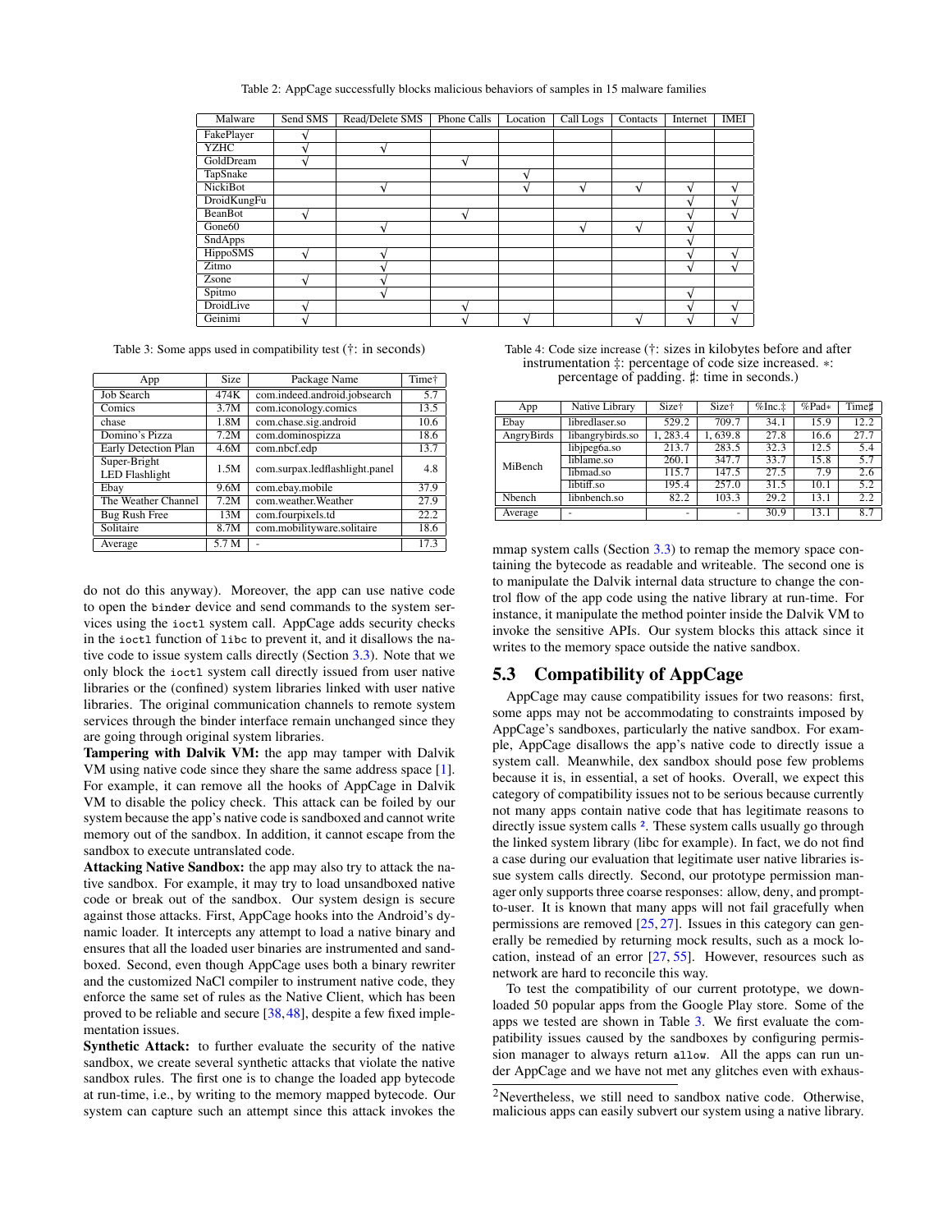Table 2: AppCage successfully blocks malicious behaviors of samples in 15 malware families

| Malware | Send SMS | Read/Delete SMS | Phone Calls | Location | Call Logs | Contacts | Internet | IMEI |
|---|---|---|---|---|---|---|---|---|
| FakePlayer | √ | | | | | | | |
| YZHC | √ | √ | | | | | | |
| GoldDream | √ | | √ | | | | | |
| TapSnake | | | | √ | | | | |
| NickiBot | | √ | | √ | √ | √ | √ | √ |
| DroidKungFu | | | | | | | √ | √ |
| BeanBot | √ | | √ | | | | √ | √ |
| Gone60 | | √ | | | √ | √ | √ | |
| SndApps | | | | | | | √ | |
| HippoSMS | √ | √ | | | | | √ | √ |
| Zitmo | | √ | | | | | √ | √ |
| Zsone | √ | √ | | | | | | |
| Spitmo | | √ | | | | | √ | |
| DroidLive | √ | | √ | | | | √ | √ |
| Geinimi | √ | | √ | √ | | √ | √ | √ |

Table 3: Some apps used in compatibility test (†: in seconds)

| App | Size | Package Name | Time† |
|---|---|---|---|
| Job Search | 474K | com.indeed.android.jobsearch | 5.7 |
| Comics | 3.7M | com.iconology.comics | 13.5 |
| chase | 1.8M | com.chase.sig.android | 10.6 |
| Domino's Pizza | 7.2M | com.dominospizza | 18.6 |
| Early Detection Plan | 4.6M | com.nbcf.edp | 13.7 |
| Super-Bright LED Flashlight | 1.5M | com.surpax.ledflashlight.panel | 4.8 |
| Ebay | 9.6M | com.ebay.mobile | 37.9 |
| The Weather Channel | 7.2M | com.weather.Weather | 27.9 |
| Bug Rush Free | 13M | com.fourpixels.td | 22.2 |
| Solitaire | 8.7M | com.mobilityware.solitaire | 18.6 |
| Average | 5.7 M | - | 17.3 |

do not do this anyway). Moreover, the app can use native code to open the `binder` device and send commands to the system services using the `ioctl` system call. AppCage adds security checks in the `ioctl` function of `libc` to prevent it, and it disallows the native code to issue system calls directly (Section 3.3). Note that we only block the `ioctl` system call directly issued from user native libraries or the (confined) system libraries linked with user native libraries. The original communication channels to remote system services through the binder interface remain unchanged since they are going through original system libraries.

**Tampering with Dalvik VM:** the app may tamper with Dalvik VM using native code since they share the same address space [1]. For example, it can remove all the hooks of AppCage in Dalvik VM to disable the policy check. This attack can be foiled by our system because the app's native code is sandboxed and cannot write memory out of the sandbox. In addition, it cannot escape from the sandbox to execute untranslated code.

**Attacking Native Sandbox:** the app may also try to attack the native sandbox. For example, it may try to load unsandboxed native code or break out of the sandbox. Our system design is secure against those attacks. First, AppCage hooks into the Android's dynamic loader. It intercepts any attempt to load a native binary and ensures that all the loaded user binaries are instrumented and sandboxed. Second, even though AppCage uses both a binary rewriter and the customized NaCl compiler to instrument native code, they enforce the same set of rules as the Native Client, which has been proved to be reliable and secure [38, 48], despite a few fixed implementation issues.

**Synthetic Attack:** to further evaluate the security of the native sandbox, we create several synthetic attacks that violate the native sandbox rules. The first one is to change the loaded app bytecode at run-time, i.e., by writing to the memory mapped bytecode. Our system can capture such an attempt since this attack invokes the mmap system calls (Section 3.3) to remap the memory space containing the bytecode as readable and writeable. The second one is to manipulate the Dalvik internal data structure to change the control flow of the app code using the native library at run-time. For instance, it manipulate the method pointer inside the Dalvik VM to invoke the sensitive APIs. Our system blocks this attack since it writes to the memory space outside the native sandbox.

Table 4: Code size increase (†: sizes in kilobytes before and after instrumentation ‡: percentage of code size increased. ∗: percentage of padding. ♯: time in seconds.)

| App | Native Library | Size† | Size† | %Inc.‡ | %Pad∗ | Time♯ |
|---|---|---|---|---|---|---|
| Ebay | libredlaser.so | 529.2 | 709.7 | 34.1 | 15.9 | 12.2 |
| AngryBirds | libangrybirds.so | 1,283.4 | 1,639.8 | 27.8 | 16.6 | 27.7 |
| MiBench | libjpeg6a.so | 213.7 | 283.5 | 32.3 | 12.5 | 5.4 |
| | liblame.so | 260.1 | 347.7 | 33.7 | 15.8 | 5.7 |
| | libmad.so | 115.7 | 147.5 | 27.5 | 7.9 | 2.6 |
| | libtiff.so | 195.4 | 257.0 | 31.5 | 10.1 | 5.2 |
| Nbench | libnbench.so | 82.2 | 103.3 | 29.2 | 13.1 | 2.2 |
| Average | - | - | - | 30.9 | 13.1 | 8.7 |

## 5.3 Compatibility of AppCage

AppCage may cause compatibility issues for two reasons: first, some apps may not be accommodating to constraints imposed by AppCage's sandboxes, particularly the native sandbox. For example, AppCage disallows the app's native code to directly issue a system call. Meanwhile, dex sandbox should pose few problems because it is, in essential, a set of hooks. Overall, we expect this category of compatibility issues not to be serious because currently not many apps contain native code that has legitimate reasons to directly issue system calls [2]. These system calls usually go through the linked system library (libc for example). In fact, we do not find a case during our evaluation that legitimate user native libraries issue system calls directly. Second, our prototype permission manager only supports three coarse responses: allow, deny, and prompt-to-user. It is known that many apps will not fail gracefully when permissions are removed [25, 27]. Issues in this category can generally be remedied by returning mock results, such as a mock location, instead of an error [27, 55]. However, resources such as network are hard to reconcile this way.

To test the compatibility of our current prototype, we downloaded 50 popular apps from the Google Play store. Some of the apps we tested are shown in Table 3. We first evaluate the compatibility issues caused by the sandboxes by configuring permission manager to always return `allow`. All the apps can run under AppCage and we have not met any glitches even with exhaus-

[2] Nevertheless, we still need to sandbox native code. Otherwise, malicious apps can easily subvert our system using a native library.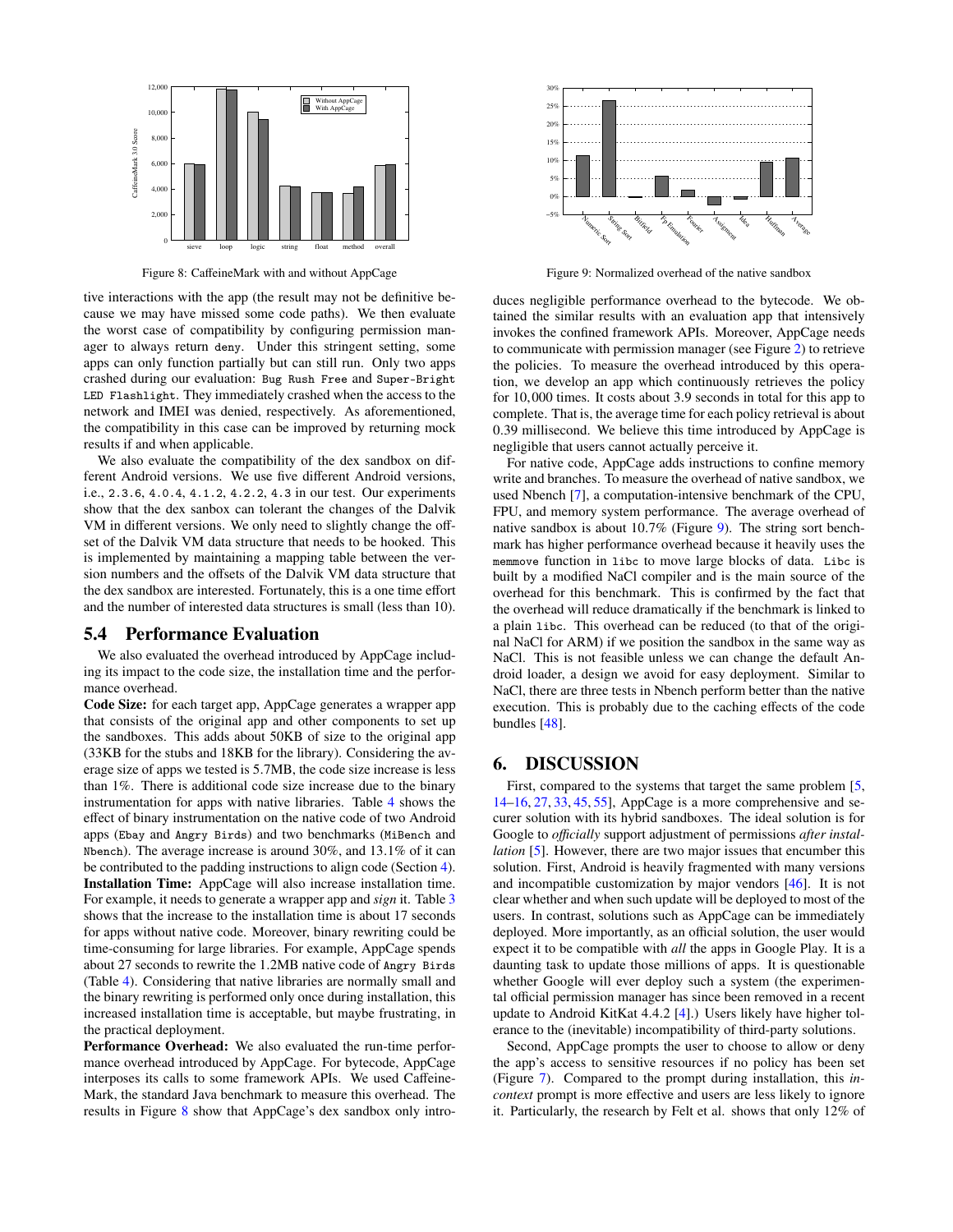Figure 8: CaffeineMark with and without AppCage

Figure 9: Normalized overhead of the native sandbox

tive interactions with the app (the result may not be definitive because we may have missed some code paths). We then evaluate the worst case of compatibility by configuring permission manager to always return `deny`. Under this stringent setting, some apps can only function partially but can still run. Only two apps crashed during our evaluation: `Bug Rush Free` and `Super-Bright LED Flashlight`. They immediately crashed when the access to the network and IMEI was denied, respectively. As aforementioned, the compatibility in this case can be improved by returning mock results if and when applicable.

We also evaluate the compatibility of the dex sandbox on different Android versions. We use five different Android versions, i.e., `2.3.6`, `4.0.4`, `4.1.2`, `4.2.2`, `4.3` in our test. Our experiments show that the dex sanbox can tolerant the changes of the Dalvik VM in different versions. We only need to slightly change the offset of the Dalvik VM data structure that needs to be hooked. This is implemented by maintaining a mapping table between the version numbers and the offsets of the Dalvik VM data structure that the dex sandbox are interested. Fortunately, this is a one time effort and the number of interested data structures is small (less than 10).

## 5.4 Performance Evaluation

We also evaluated the overhead introduced by AppCage including its impact to the code size, the installation time and the performance overhead.

**Code Size:** for each target app, AppCage generates a wrapper app that consists of the original app and other components to set up the sandboxes. This adds about 50KB of size to the original app (33KB for the stubs and 18KB for the library). Considering the average size of apps we tested is 5.7MB, the code size increase is less than 1%. There is additional code size increase due to the binary instrumentation for apps with native libraries. Table 4 shows the effect of binary instrumentation on the native code of two Android apps (`Ebay` and `Angry Birds`) and two benchmarks (`MiBench` and `Nbench`). The average increase is around 30%, and 13.1% of it can be contributed to the padding instructions to align code (Section 4).

**Installation Time:** AppCage will also increase installation time. For example, it needs to generate a wrapper app and *sign* it. Table 3 shows that the increase to the installation time is about 17 seconds for apps without native code. Moreover, binary rewriting could be time-consuming for large libraries. For example, AppCage spends about 27 seconds to rewrite the 1.2MB native code of `Angry Birds` (Table 4). Considering that native libraries are normally small and the binary rewriting is performed only once during installation, this increased installation time is acceptable, but maybe frustrating, in the practical deployment.

**Performance Overhead:** We also evaluated the run-time performance overhead introduced by AppCage. For bytecode, AppCage interposes its calls to some framework APIs. We used CaffeineMark, the standard Java benchmark to measure this overhead. The results in Figure 8 show that AppCage's dex sandbox only introduces negligible performance overhead to the bytecode. We obtained the similar results with an evaluation app that intensively invokes the confined framework APIs. Moreover, AppCage needs to communicate with permission manager (see Figure 2) to retrieve the policies. To measure the overhead introduced by this operation, we develop an app which continuously retrieves the policy for 10,000 times. It costs about 3.9 seconds in total for this app to complete. That is, the average time for each policy retrieval is about 0.39 millisecond. We believe this time introduced by AppCage is negligible that users cannot actually perceive it.

For native code, AppCage adds instructions to confine memory write and branches. To measure the overhead of native sandbox, we used Nbench [7], a computation-intensive benchmark of the CPU, FPU, and memory system performance. The average overhead of native sandbox is about 10.7% (Figure 9). The string sort benchmark has higher performance overhead because it heavily uses the `memmove` function in `libc` to move large blocks of data. `Libc` is built by a modified NaCl compiler and is the main source of the overhead for this benchmark. This is confirmed by the fact that the overhead will reduce dramatically if the benchmark is linked to a plain `libc`. This overhead can be reduced (to that of the original NaCl for ARM) if we position the sandbox in the same way as NaCl. This is not feasible unless we can change the default Android loader, a design we avoid for easy deployment. Similar to NaCl, there are three tests in Nbench perform better than the native execution. This is probably due to the caching effects of the code bundles [48].

# 6. DISCUSSION

First, compared to the systems that target the same problem [5, 14–16, 27, 33, 45, 55], AppCage is a more comprehensive and securer solution with its hybrid sandboxes. The ideal solution is for Google to *officially* support adjustment of permissions *after installation* [5]. However, there are two major issues that encumber this solution. First, Android is heavily fragmented with many versions and incompatible customization by major vendors [46]. It is not clear whether and when such update will be deployed to most of the users. In contrast, solutions such as AppCage can be immediately deployed. More importantly, as an official solution, the user would expect it to be compatible with *all* the apps in Google Play. It is a daunting task to update those millions of apps. It is questionable whether Google will ever deploy such a system (the experimental official permission manager has since been removed in a recent update to Android KitKat 4.4.2 [4].) Users likely have higher tolerance to the (inevitable) incompatibility of third-party solutions.

Second, AppCage prompts the user to choose to allow or deny the app's access to sensitive resources if no policy has been set (Figure 7). Compared to the prompt during installation, this *in-context* prompt is more effective and users are less likely to ignore it. Particularly, the research by Felt et al. shows that only 12% of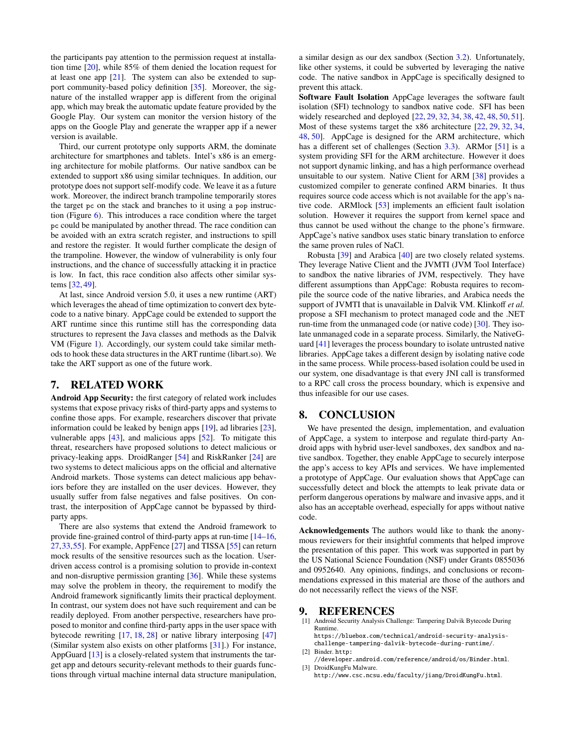the participants pay attention to the permission request at installation time [20], while 85% of them denied the location request for at least one app [21]. The system can also be extended to support community-based policy definition [35]. Moreover, the signature of the installed wrapper app is different from the original app, which may break the automatic update feature provided by the Google Play. Our system can monitor the version history of the apps on the Google Play and generate the wrapper app if a newer version is available.

Third, our current prototype only supports ARM, the dominate architecture for smartphones and tablets. Intel's x86 is an emerging architecture for mobile platforms. Our native sandbox can be extended to support x86 using similar techniques. In addition, our prototype does not support self-modify code. We leave it as a future work. Moreover, the indirect branch trampoline temporarily stores the target `pc` on the stack and branches to it using a `pop` instruction (Figure 6). This introduces a race condition where the target `pc` could be manipulated by another thread. The race condition can be avoided with an extra scratch register, and instructions to spill and restore the register. It would further complicate the design of the trampoline. However, the window of vulnerability is only four instructions, and the chance of successfully attacking it in practice is low. In fact, this race condition also affects other similar systems [32, 49].

At last, since Android version 5.0, it uses a new runtime (ART) which leverages the ahead of time optimization to convert dex bytecode to a native binary. AppCage could be extended to support the ART runtime since this runtime still has the corresponding data structures to represent the Java classes and methods as the Dalvik VM (Figure 1). Accordingly, our system could take similar methods to hook these data structures in the ART runtime (libart.so). We take the ART support as one of the future work.

# 7. RELATED WORK

**Android App Security:** the first category of related work includes systems that expose privacy risks of third-party apps and systems to confine those apps. For example, researchers discover that private information could be leaked by benign apps [19], ad libraries [23], vulnerable apps [43], and malicious apps [52]. To mitigate this threat, researchers have proposed solutions to detect malicious or privacy-leaking apps. DroidRanger [54] and RiskRanker [24] are two systems to detect malicious apps on the official and alternative Android markets. Those systems can detect malicious app behaviors before they are installed on the user devices. However, they usually suffer from false negatives and false positives. On contrast, the interposition of AppCage cannot be bypassed by third-party apps.

There are also systems that extend the Android framework to provide fine-grained control of third-party apps at run-time [14–16, 27, 33, 55]. For example, AppFence [27] and TISSA [55] can return mock results of the sensitive resources such as the location. User-driven access control is a promising solution to provide in-context and non-disruptive permission granting [36]. While these systems may solve the problem in theory, the requirement to modify the Android framework significantly limits their practical deployment. In contrast, our system does not have such requirement and can be readily deployed. From another perspective, researchers have proposed to monitor and confine third-party apps in the user space with bytecode rewriting [17, 18, 28] or native library interposing [47] (Similar system also exists on other platforms [31].) For instance, AppGuard [13] is a closely-related system that instruments the target app and detours security-relevant methods to their guards functions through virtual machine internal data structure manipulation, a similar design as our dex sandbox (Section 3.2). Unfortunately, like other systems, it could be subverted by leveraging the native code. The native sandbox in AppCage is specifically designed to prevent this attack.

**Software Fault Isolation** AppCage leverages the software fault isolation (SFI) technology to sandbox native code. SFI has been widely researched and deployed [22, 29, 32, 34, 38, 42, 48, 50, 51]. Most of these systems target the x86 architecture [22, 29, 32, 34, 48, 50]. AppCage is designed for the ARM architecture, which has a different set of challenges (Section 3.3). ARMor [51] is a system providing SFI for the ARM architecture. However it does not support dynamic linking, and has a high performance overhead unsuitable to our system. Native Client for ARM [38] provides a customized compiler to generate confined ARM binaries. It thus requires source code access which is not available for the app's native code. ARMlock [53] implements an efficient fault isolation solution. However it requires the support from kernel space and thus cannot be used without the change to the phone's firmware. AppCage's native sandbox uses static binary translation to enforce the same proven rules of NaCl.

Robusta [39] and Arabica [40] are two closely related systems. They leverage Native Client and the JVMTI (JVM Tool Interface) to sandbox the native libraries of JVM, respectively. They have different assumptions than AppCage: Robusta requires to recompile the source code of the native libraries, and Arabica needs the support of JVMTI that is unavailable in Dalvik VM. Klinkoff *et al.* propose a SFI mechanism to protect managed code and the .NET run-time from the unmanaged code (or native code) [30]. They isolate unmanaged code in a separate process. Similarly, the NativeGuard [41] leverages the process boundary to isolate untrusted native libraries. AppCage takes a different design by isolating native code in the same process. While process-based isolation could be used in our system, one disadvantage is that every JNI call is transformed to a RPC call cross the process boundary, which is expensive and thus infeasible for our use cases.

# 8. CONCLUSION

We have presented the design, implementation, and evaluation of AppCage, a system to interpose and regulate third-party Android apps with hybrid user-level sandboxes, dex sandbox and native sandbox. Together, they enable AppCage to securely interpose the app's access to key APIs and services. We have implemented a prototype of AppCage. Our evaluation shows that AppCage can successfully detect and block the attempts to leak private data or perform dangerous operations by malware and invasive apps, and it also has an acceptable overhead, especially for apps without native code.

**Acknowledgements** The authors would like to thank the anonymous reviewers for their insightful comments that helped improve the presentation of this paper. This work was supported in part by the US National Science Foundation (NSF) under Grants 0855036 and 0952640. Any opinions, findings, and conclusions or recommendations expressed in this material are those of the authors and do not necessarily reflect the views of the NSF.

# 9. REFERENCES

[1] Android Security Analysis Challenge: Tampering Dalvik Bytecode During Runtime. `https://bluebox.com/technical/android-security-analysis-challenge-tampering-dalvik-bytecode-during-runtime/`.

[2] Binder. `http://developer.android.com/reference/android/os/Binder.html`.

[3] DroidKungFu Malware. `http://www.csc.ncsu.edu/faculty/jiang/DroidKungFu.html`.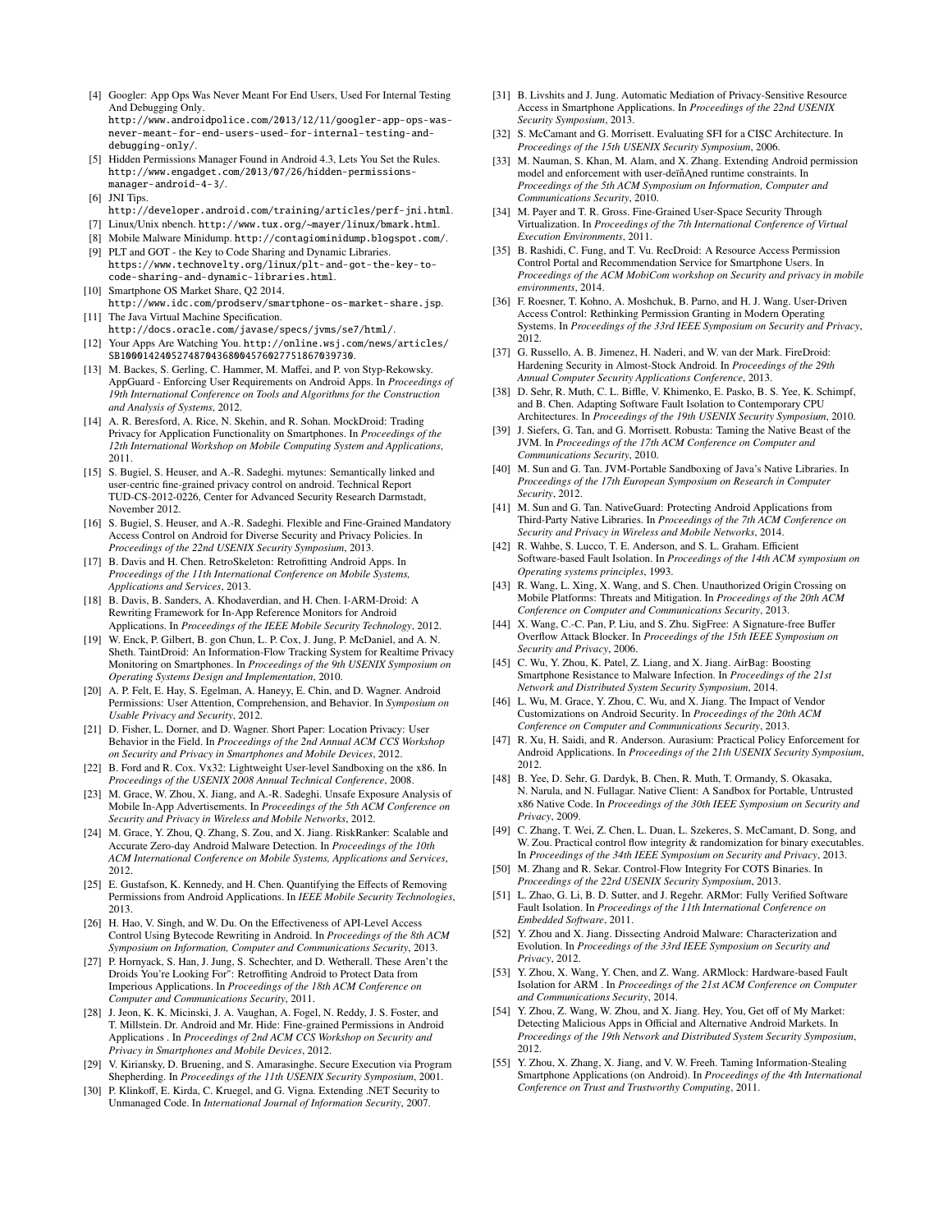[4] Googler: App Ops Was Never Meant For End Users, Used For Internal Testing And Debugging Only. http://www.androidpolice.com/2013/12/11/googler-app-ops-was-never-meant-for-end-users-used-for-internal-testing-and-debugging-only/.

[5] Hidden Permissions Manager Found in Android 4.3, Lets You Set the Rules. http://www.engadget.com/2013/07/26/hidden-permissions-manager-android-4-3/.

[6] JNI Tips. http://developer.android.com/training/articles/perf-jni.html.

[7] Linux/Unix nbench. http://www.tux.org/~mayer/linux/bmark.html.

[8] Mobile Malware Minidump. http://contagiominidump.blogspot.com/.

[9] PLT and GOT - the Key to Code Sharing and Dynamic Libraries. https://www.technovelty.org/linux/plt-and-got-the-key-to-code-sharing-and-dynamic-libraries.html.

[10] Smartphone OS Market Share, Q2 2014. http://www.idc.com/prodserv/smartphone-os-market-share.jsp.

[11] The Java Virtual Machine Specification. http://docs.oracle.com/javase/specs/jvms/se7/html/.

[12] Your Apps Are Watching You. http://online.wsj.com/news/articles/SB10001424052748704368004576027751867039730.

[13] M. Backes, S. Gerling, C. Hammer, M. Maffei, and P. von Styp-Rekowsky. AppGuard - Enforcing User Requirements on Android Apps. In *Proceedings of 19th International Conference on Tools and Algorithms for the Construction and Analysis of Systems*, 2012.

[14] A. R. Beresford, A. Rice, N. Skehin, and R. Sohan. MockDroid: Trading Privacy for Application Functionality on Smartphones. In *Proceedings of the 12th International Workshop on Mobile Computing System and Applications*, 2011.

[15] S. Bugiel, S. Heuser, and A.-R. Sadeghi. mytunes: Semantically linked and user-centric fine-grained privacy control on android. Technical Report TUD-CS-2012-0226, Center for Advanced Security Research Darmstadt, November 2012.

[16] S. Bugiel, S. Heuser, and A.-R. Sadeghi. Flexible and Fine-Grained Mandatory Access Control on Android for Diverse Security and Privacy Policies. In *Proceedings of the 22nd USENIX Security Symposium*, 2013.

[17] B. Davis and H. Chen. RetroSkeleton: Retrofitting Android Apps. In *Proceedings of the 11th International Conference on Mobile Systems, Applications and Services*, 2013.

[18] B. Davis, B. Sanders, A. Khodaverdian, and H. Chen. I-ARM-Droid: A Rewriting Framework for In-App Reference Monitors for Android Applications. In *Proceedings of the IEEE Mobile Security Technology*, 2012.

[19] W. Enck, P. Gilbert, B. gon Chun, L. P. Cox, J. Jung, P. McDaniel, and A. N. Sheth. TaintDroid: An Information-Flow Tracking System for Realtime Privacy Monitoring on Smartphones. In *Proceedings of the 9th USENIX Symposium on Operating Systems Design and Implementation*, 2010.

[20] A. P. Felt, E. Hay, S. Egelman, A. Haneyy, E. Chin, and D. Wagner. Android Permissions: User Attention, Comprehension, and Behavior. In *Symposium on Usable Privacy and Security*, 2012.

[21] D. Fisher, L. Dorner, and D. Wagner. Short Paper: Location Privacy: User Behavior in the Field. In *Proceedings of the 2nd Annual ACM CCS Workshop on Security and Privacy in Smartphones and Mobile Devices*, 2012.

[22] B. Ford and R. Cox. Vx32: Lightweight User-level Sandboxing on the x86. In *Proceedings of the USENIX 2008 Annual Technical Conference*, 2008.

[23] M. Grace, W. Zhou, X. Jiang, and A.-R. Sadeghi. Unsafe Exposure Analysis of Mobile In-App Advertisements. In *Proceedings of the 5th ACM Conference on Security and Privacy in Wireless and Mobile Networks*, 2012.

[24] M. Grace, Y. Zhou, Q. Zhang, S. Zou, and X. Jiang. RiskRanker: Scalable and Accurate Zero-day Android Malware Detection. In *Proceedings of the 10th ACM International Conference on Mobile Systems, Applications and Services*, 2012.

[25] E. Gustafson, K. Kennedy, and H. Chen. Quantifying the Effects of Removing Permissions from Android Applications. In *IEEE Mobile Security Technologies*, 2013.

[26] H. Hao, V. Singh, and W. Du. On the Effectiveness of API-Level Access Control Using Bytecode Rewriting in Android. In *Proceedings of the 8th ACM Symposium on Information, Computer and Communications Security*, 2013.

[27] P. Hornyack, S. Han, J. Jung, S. Schechter, and D. Wetherall. These Aren't the Droids You're Looking For": Retrofitting Android to Protect Data from Imperious Applications. In *Proceedings of the 18th ACM Conference on Computer and Communications Security*, 2011.

[28] J. Jeon, K. K. Micinski, J. A. Vaughan, A. Fogel, N. Reddy, J. S. Foster, and T. Millstein. Dr. Android and Mr. Hide: Fine-grained Permissions in Android Applications . In *Proceedings of 2nd ACM CCS Workshop on Security and Privacy in Smartphones and Mobile Devices*, 2012.

[29] V. Kiriansky, D. Bruening, and S. Amarasinghe. Secure Execution via Program Shepherding. In *Proceedings of the 11th USENIX Security Symposium*, 2001.

[30] P. Klinkoff, E. Kirda, C. Kruegel, and G. Vigna. Extending .NET Security to Unmanaged Code. In *International Journal of Information Security*, 2007.

[31] B. Livshits and J. Jung. Automatic Mediation of Privacy-Sensitive Resource Access in Smartphone Applications. In *Proceedings of the 22nd USENIX Security Symposium*, 2013.

[32] S. McCamant and G. Morrisett. Evaluating SFI for a CISC Architecture. In *Proceedings of the 15th USENIX Security Symposium*, 2006.

[33] M. Nauman, S. Khan, M. Alam, and X. Zhang. Extending Android permission model and enforcement with user-deïňAned runtime constraints. In *Proceedings of the 5th ACM Symposium on Information, Computer and Communications Security*, 2010.

[34] M. Payer and T. R. Gross. Fine-Grained User-Space Security Through Virtualization. In *Proceedings of the 7th International Conference of Virtual Execution Environments*, 2011.

[35] B. Rashidi, C. Fung, and T. Vu. RecDroid: A Resource Access Permission Control Portal and Recommendation Service for Smartphone Users. In *Proceedings of the ACM MobiCom workshop on Security and privacy in mobile environments*, 2014.

[36] F. Roesner, T. Kohno, A. Moshchuk, B. Parno, and H. J. Wang. User-Driven Access Control: Rethinking Permission Granting in Modern Operating Systems. In *Proceedings of the 33rd IEEE Symposium on Security and Privacy*, 2012.

[37] G. Russello, A. B. Jimenez, H. Naderi, and W. van der Mark. FireDroid: Hardening Security in Almost-Stock Android. In *Proceedings of the 29th Annual Computer Security Applications Conference*, 2013.

[38] D. Sehr, R. Muth, C. L. Biffle, V. Khimenko, E. Pasko, B. S. Yee, K. Schimpf, and B. Chen. Adapting Software Fault Isolation to Contemporary CPU Architectures. In *Proceedings of the 19th USENIX Security Symposium*, 2010.

[39] J. Siefers, G. Tan, and G. Morrisett. Robusta: Taming the Native Beast of the JVM. In *Proceedings of the 17th ACM Conference on Computer and Communications Security*, 2010.

[40] M. Sun and G. Tan. JVM-Portable Sandboxing of Java's Native Libraries. In *Proceedings of the 17th European Symposium on Research in Computer Security*, 2012.

[41] M. Sun and G. Tan. NativeGuard: Protecting Android Applications from Third-Party Native Libraries. In *Proceedings of the 7th ACM Conference on Security and Privacy in Wireless and Mobile Networks*, 2014.

[42] R. Wahbe, S. Lucco, T. E. Anderson, and S. L. Graham. Efficient Software-based Fault Isolation. In *Proceedings of the 14th ACM symposium on Operating systems principles*, 1993.

[43] R. Wang, L. Xing, X. Wang, and S. Chen. Unauthorized Origin Crossing on Mobile Platforms: Threats and Mitigation. In *Proceedings of the 20th ACM Conference on Computer and Communications Security*, 2013.

[44] X. Wang, C.-C. Pan, P. Liu, and S. Zhu. SigFree: A Signature-free Buffer Overflow Attack Blocker. In *Proceedings of the 15th IEEE Symposium on Security and Privacy*, 2006.

[45] C. Wu, Y. Zhou, K. Patel, Z. Liang, and X. Jiang. AirBag: Boosting Smartphone Resistance to Malware Infection. In *Proceedings of the 21st Network and Distributed System Security Symposium*, 2014.

[46] L. Wu, M. Grace, Y. Zhou, C. Wu, and X. Jiang. The Impact of Vendor Customizations on Android Security. In *Proceedings of the 20th ACM Conference on Computer and Communications Security*, 2013.

[47] R. Xu, H. Saidi, and R. Anderson. Aurasium: Practical Policy Enforcement for Android Applications. In *Proceedings of the 21th USENIX Security Symposium*, 2012.

[48] B. Yee, D. Sehr, G. Dardyk, B. Chen, R. Muth, T. Ormandy, S. Okasaka, N. Narula, and N. Fullagar. Native Client: A Sandbox for Portable, Untrusted x86 Native Code. In *Proceedings of the 30th IEEE Symposium on Security and Privacy*, 2009.

[49] C. Zhang, T. Wei, Z. Chen, L. Duan, L. Szekeres, S. McCamant, D. Song, and W. Zou. Practical control flow integrity & randomization for binary executables. In *Proceedings of the 34th IEEE Symposium on Security and Privacy*, 2013.

[50] M. Zhang and R. Sekar. Control-Flow Integrity For COTS Binaries. In *Proceedings of the 22rd USENIX Security Symposium*, 2013.

[51] L. Zhao, G. Li, B. D. Sutter, and J. Regehr. ARMor: Fully Verified Software Fault Isolation. In *Proceedings of the 11th International Conference on Embedded Software*, 2011.

[52] Y. Zhou and X. Jiang. Dissecting Android Malware: Characterization and Evolution. In *Proceedings of the 33rd IEEE Symposium on Security and Privacy*, 2012.

[53] Y. Zhou, X. Wang, Y. Chen, and Z. Wang. ARMlock: Hardware-based Fault Isolation for ARM . In *Proceedings of the 21st ACM Conference on Computer and Communications Security*, 2014.

[54] Y. Zhou, Z. Wang, W. Zhou, and X. Jiang. Hey, You, Get off of My Market: Detecting Malicious Apps in Official and Alternative Android Markets. In *Proceedings of the 19th Network and Distributed System Security Symposium*, 2012.

[55] Y. Zhou, X. Zhang, X. Jiang, and V. W. Freeh. Taming Information-Stealing Smartphone Applications (on Android). In *Proceedings of the 4th International Conference on Trust and Trustworthy Computing*, 2011.